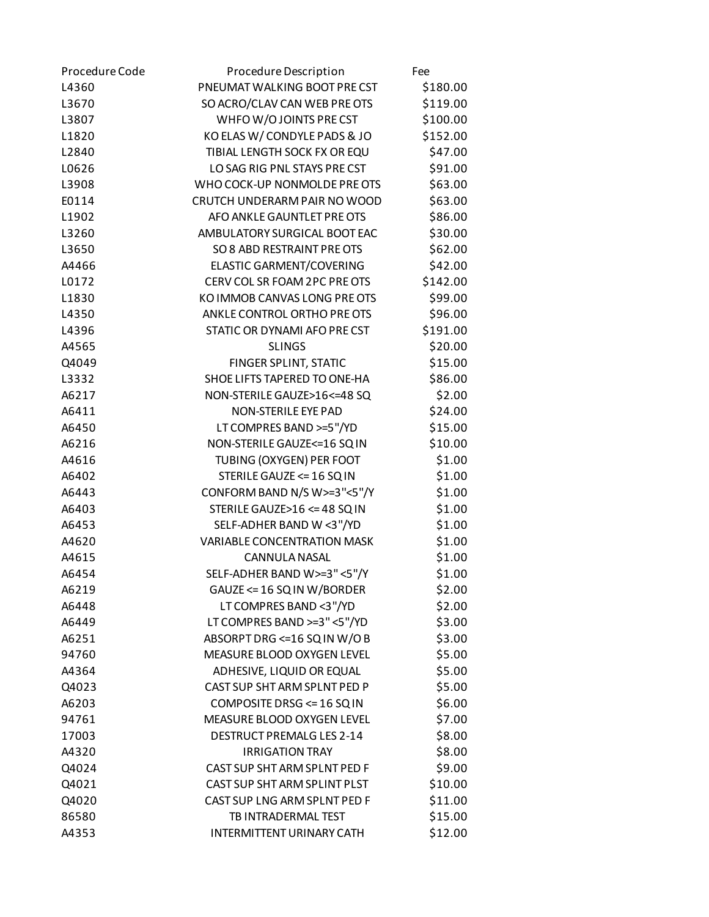| Procedure Code | Procedure Description | Fee |
|---|---|---|
| L4360 | PNEUMAT WALKING BOOT PRE CST | $180.00 |
| L3670 | SO ACRO/CLAV CAN WEB PRE OTS | $119.00 |
| L3807 | WHFO W/O JOINTS PRE CST | $100.00 |
| L1820 | KO ELAS W/ CONDYLE PADS & JO | $152.00 |
| L2840 | TIBIAL LENGTH SOCK FX OR EQU | $47.00 |
| L0626 | LO SAG RIG PNL STAYS PRE CST | $91.00 |
| L3908 | WHO COCK-UP NONMOLDE PRE OTS | $63.00 |
| E0114 | CRUTCH UNDERARM PAIR NO WOOD | $63.00 |
| L1902 | AFO ANKLE GAUNTLET PRE OTS | $86.00 |
| L3260 | AMBULATORY SURGICAL BOOT EAC | $30.00 |
| L3650 | SO 8 ABD RESTRAINT PRE OTS | $62.00 |
| A4466 | ELASTIC GARMENT/COVERING | $42.00 |
| L0172 | CERV COL SR FOAM 2PC PRE OTS | $142.00 |
| L1830 | KO IMMOB CANVAS LONG PRE OTS | $99.00 |
| L4350 | ANKLE CONTROL ORTHO PRE OTS | $96.00 |
| L4396 | STATIC OR DYNAMI AFO PRE CST | $191.00 |
| A4565 | SLINGS | $20.00 |
| Q4049 | FINGER SPLINT, STATIC | $15.00 |
| L3332 | SHOE LIFTS TAPERED TO ONE-HA | $86.00 |
| A6217 | NON-STERILE GAUZE>16<=48 SQ | $2.00 |
| A6411 | NON-STERILE EYE PAD | $24.00 |
| A6450 | LT COMPRES BAND >=5"/YD | $15.00 |
| A6216 | NON-STERILE GAUZE<=16 SQ IN | $10.00 |
| A4616 | TUBING (OXYGEN) PER FOOT | $1.00 |
| A6402 | STERILE GAUZE <= 16 SQ IN | $1.00 |
| A6443 | CONFORM BAND N/S W>=3"<5"/Y | $1.00 |
| A6403 | STERILE GAUZE>16 <= 48 SQ IN | $1.00 |
| A6453 | SELF-ADHER BAND W <3"/YD | $1.00 |
| A4620 | VARIABLE CONCENTRATION MASK | $1.00 |
| A4615 | CANNULA NASAL | $1.00 |
| A6454 | SELF-ADHER BAND W>=3" <5"/Y | $1.00 |
| A6219 | GAUZE <= 16 SQ IN W/BORDER | $2.00 |
| A6448 | LT COMPRES BAND <3"/YD | $2.00 |
| A6449 | LT COMPRES BAND >=3" <5"/YD | $3.00 |
| A6251 | ABSORPT DRG <=16 SQ IN W/O B | $3.00 |
| 94760 | MEASURE BLOOD OXYGEN LEVEL | $5.00 |
| A4364 | ADHESIVE, LIQUID OR EQUAL | $5.00 |
| Q4023 | CAST SUP SHT ARM SPLNT PED P | $5.00 |
| A6203 | COMPOSITE DRSG <= 16 SQ IN | $6.00 |
| 94761 | MEASURE BLOOD OXYGEN LEVEL | $7.00 |
| 17003 | DESTRUCT PREMALG LES 2-14 | $8.00 |
| A4320 | IRRIGATION TRAY | $8.00 |
| Q4024 | CAST SUP SHT ARM SPLNT PED F | $9.00 |
| Q4021 | CAST SUP SHT ARM SPLINT PLST | $10.00 |
| Q4020 | CAST SUP LNG ARM SPLNT PED F | $11.00 |
| 86580 | TB INTRADERMAL TEST | $15.00 |
| A4353 | INTERMITTENT URINARY CATH | $12.00 |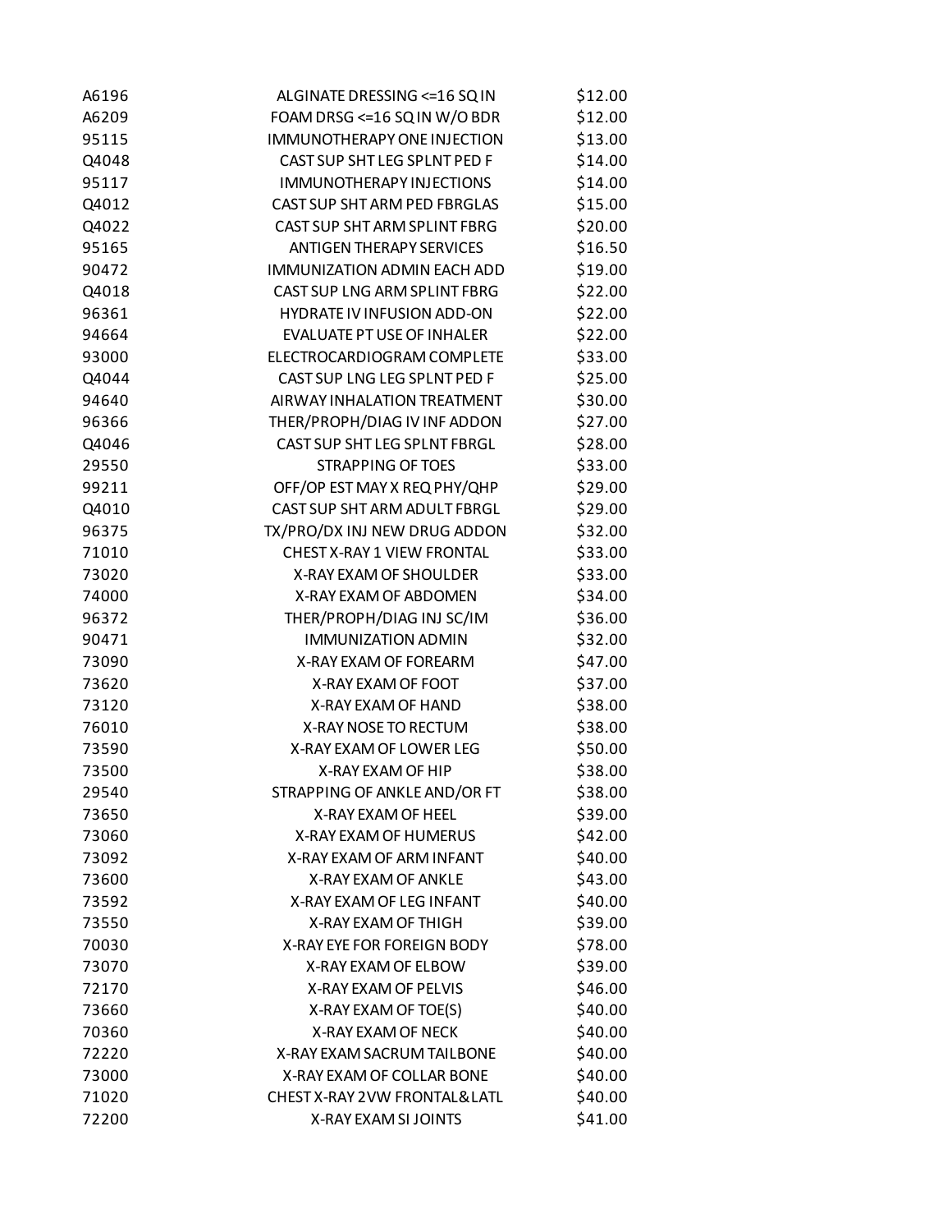| | | |
|---|---|---|
| A6196 | ALGINATE DRESSING <=16 SQ IN | $12.00 |
| A6209 | FOAM DRSG <=16 SQ IN W/O BDR | $12.00 |
| 95115 | IMMUNOTHERAPY ONE INJECTION | $13.00 |
| Q4048 | CAST SUP SHT LEG SPLNT PED F | $14.00 |
| 95117 | IMMUNOTHERAPY INJECTIONS | $14.00 |
| Q4012 | CAST SUP SHT ARM PED FBRGLAS | $15.00 |
| Q4022 | CAST SUP SHT ARM SPLINT FBRG | $20.00 |
| 95165 | ANTIGEN THERAPY SERVICES | $16.50 |
| 90472 | IMMUNIZATION ADMIN EACH ADD | $19.00 |
| Q4018 | CAST SUP LNG ARM SPLINT FBRG | $22.00 |
| 96361 | HYDRATE IV INFUSION ADD-ON | $22.00 |
| 94664 | EVALUATE PT USE OF INHALER | $22.00 |
| 93000 | ELECTROCARDIOGRAM COMPLETE | $33.00 |
| Q4044 | CAST SUP LNG LEG SPLNT PED F | $25.00 |
| 94640 | AIRWAY INHALATION TREATMENT | $30.00 |
| 96366 | THER/PROPH/DIAG IV INF ADDON | $27.00 |
| Q4046 | CAST SUP SHT LEG SPLNT FBRGL | $28.00 |
| 29550 | STRAPPING OF TOES | $33.00 |
| 99211 | OFF/OP EST MAY X REQ PHY/QHP | $29.00 |
| Q4010 | CAST SUP SHT ARM ADULT FBRGL | $29.00 |
| 96375 | TX/PRO/DX INJ NEW DRUG ADDON | $32.00 |
| 71010 | CHEST X-RAY 1 VIEW FRONTAL | $33.00 |
| 73020 | X-RAY EXAM OF SHOULDER | $33.00 |
| 74000 | X-RAY EXAM OF ABDOMEN | $34.00 |
| 96372 | THER/PROPH/DIAG INJ SC/IM | $36.00 |
| 90471 | IMMUNIZATION ADMIN | $32.00 |
| 73090 | X-RAY EXAM OF FOREARM | $47.00 |
| 73620 | X-RAY EXAM OF FOOT | $37.00 |
| 73120 | X-RAY EXAM OF HAND | $38.00 |
| 76010 | X-RAY NOSE TO RECTUM | $38.00 |
| 73590 | X-RAY EXAM OF LOWER LEG | $50.00 |
| 73500 | X-RAY EXAM OF HIP | $38.00 |
| 29540 | STRAPPING OF ANKLE AND/OR FT | $38.00 |
| 73650 | X-RAY EXAM OF HEEL | $39.00 |
| 73060 | X-RAY EXAM OF HUMERUS | $42.00 |
| 73092 | X-RAY EXAM OF ARM INFANT | $40.00 |
| 73600 | X-RAY EXAM OF ANKLE | $43.00 |
| 73592 | X-RAY EXAM OF LEG INFANT | $40.00 |
| 73550 | X-RAY EXAM OF THIGH | $39.00 |
| 70030 | X-RAY EYE FOR FOREIGN BODY | $78.00 |
| 73070 | X-RAY EXAM OF ELBOW | $39.00 |
| 72170 | X-RAY EXAM OF PELVIS | $46.00 |
| 73660 | X-RAY EXAM OF TOE(S) | $40.00 |
| 70360 | X-RAY EXAM OF NECK | $40.00 |
| 72220 | X-RAY EXAM SACRUM TAILBONE | $40.00 |
| 73000 | X-RAY EXAM OF COLLAR BONE | $40.00 |
| 71020 | CHEST X-RAY 2VW FRONTAL&LATL | $40.00 |
| 72200 | X-RAY EXAM SI JOINTS | $41.00 |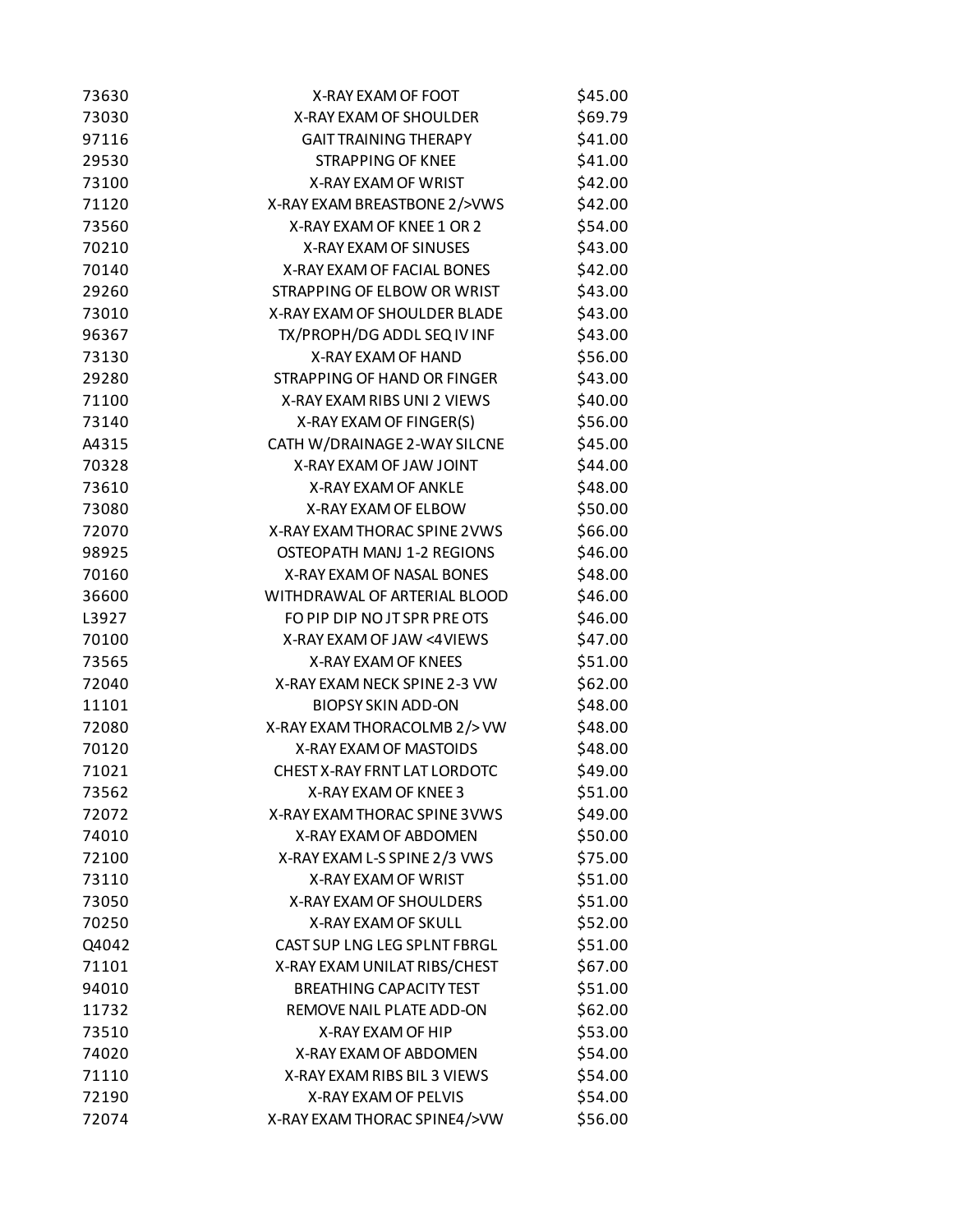| | | |
|---|---|---|
| 73630 | X-RAY EXAM OF FOOT | $45.00 |
| 73030 | X-RAY EXAM OF SHOULDER | $69.79 |
| 97116 | GAIT TRAINING THERAPY | $41.00 |
| 29530 | STRAPPING OF KNEE | $41.00 |
| 73100 | X-RAY EXAM OF WRIST | $42.00 |
| 71120 | X-RAY EXAM BREASTBONE 2/>VWS | $42.00 |
| 73560 | X-RAY EXAM OF KNEE 1 OR 2 | $54.00 |
| 70210 | X-RAY EXAM OF SINUSES | $43.00 |
| 70140 | X-RAY EXAM OF FACIAL BONES | $42.00 |
| 29260 | STRAPPING OF ELBOW OR WRIST | $43.00 |
| 73010 | X-RAY EXAM OF SHOULDER BLADE | $43.00 |
| 96367 | TX/PROPH/DG ADDL SEQ IV INF | $43.00 |
| 73130 | X-RAY EXAM OF HAND | $56.00 |
| 29280 | STRAPPING OF HAND OR FINGER | $43.00 |
| 71100 | X-RAY EXAM RIBS UNI 2 VIEWS | $40.00 |
| 73140 | X-RAY EXAM OF FINGER(S) | $56.00 |
| A4315 | CATH W/DRAINAGE 2-WAY SILCNE | $45.00 |
| 70328 | X-RAY EXAM OF JAW JOINT | $44.00 |
| 73610 | X-RAY EXAM OF ANKLE | $48.00 |
| 73080 | X-RAY EXAM OF ELBOW | $50.00 |
| 72070 | X-RAY EXAM THORAC SPINE 2VWS | $66.00 |
| 98925 | OSTEOPATH MANJ 1-2 REGIONS | $46.00 |
| 70160 | X-RAY EXAM OF NASAL BONES | $48.00 |
| 36600 | WITHDRAWAL OF ARTERIAL BLOOD | $46.00 |
| L3927 | FO PIP DIP NO JT SPR PRE OTS | $46.00 |
| 70100 | X-RAY EXAM OF JAW <4VIEWS | $47.00 |
| 73565 | X-RAY EXAM OF KNEES | $51.00 |
| 72040 | X-RAY EXAM NECK SPINE 2-3 VW | $62.00 |
| 11101 | BIOPSY SKIN ADD-ON | $48.00 |
| 72080 | X-RAY EXAM THORACOLMB 2/> VW | $48.00 |
| 70120 | X-RAY EXAM OF MASTOIDS | $48.00 |
| 71021 | CHEST X-RAY FRNT LAT LORDOTC | $49.00 |
| 73562 | X-RAY EXAM OF KNEE 3 | $51.00 |
| 72072 | X-RAY EXAM THORAC SPINE 3VWS | $49.00 |
| 74010 | X-RAY EXAM OF ABDOMEN | $50.00 |
| 72100 | X-RAY EXAM L-S SPINE 2/3 VWS | $75.00 |
| 73110 | X-RAY EXAM OF WRIST | $51.00 |
| 73050 | X-RAY EXAM OF SHOULDERS | $51.00 |
| 70250 | X-RAY EXAM OF SKULL | $52.00 |
| Q4042 | CAST SUP LNG LEG SPLNT FBRGL | $51.00 |
| 71101 | X-RAY EXAM UNILAT RIBS/CHEST | $67.00 |
| 94010 | BREATHING CAPACITY TEST | $51.00 |
| 11732 | REMOVE NAIL PLATE ADD-ON | $62.00 |
| 73510 | X-RAY EXAM OF HIP | $53.00 |
| 74020 | X-RAY EXAM OF ABDOMEN | $54.00 |
| 71110 | X-RAY EXAM RIBS BIL 3 VIEWS | $54.00 |
| 72190 | X-RAY EXAM OF PELVIS | $54.00 |
| 72074 | X-RAY EXAM THORAC SPINE4/>VW | $56.00 |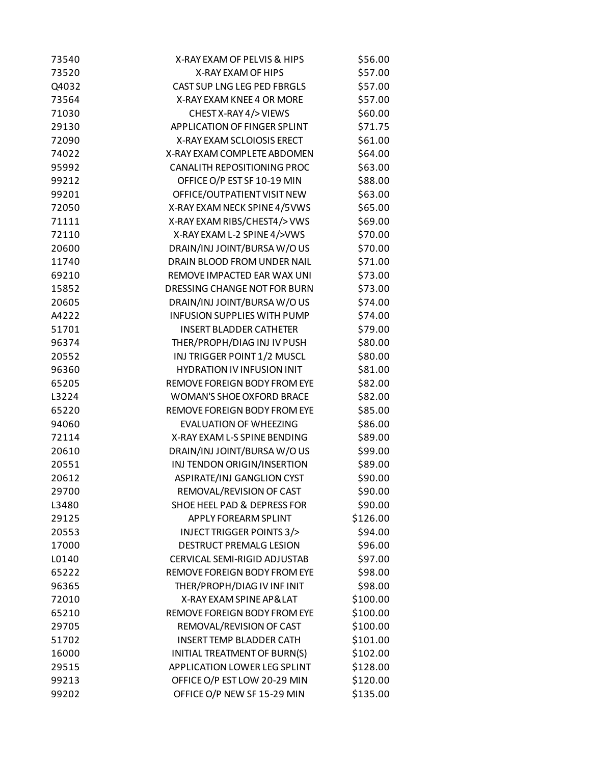| | | |
|---|---|---|
| 73540 | X-RAY EXAM OF PELVIS & HIPS | $56.00 |
| 73520 | X-RAY EXAM OF HIPS | $57.00 |
| Q4032 | CAST SUP LNG LEG PED FBRGLS | $57.00 |
| 73564 | X-RAY EXAM KNEE 4 OR MORE | $57.00 |
| 71030 | CHEST X-RAY 4/> VIEWS | $60.00 |
| 29130 | APPLICATION OF FINGER SPLINT | $71.75 |
| 72090 | X-RAY EXAM SCLOIOSIS ERECT | $61.00 |
| 74022 | X-RAY EXAM COMPLETE ABDOMEN | $64.00 |
| 95992 | CANALITH REPOSITIONING PROC | $63.00 |
| 99212 | OFFICE O/P EST SF 10-19 MIN | $88.00 |
| 99201 | OFFICE/OUTPATIENT VISIT NEW | $63.00 |
| 72050 | X-RAY EXAM NECK SPINE 4/5VWS | $65.00 |
| 71111 | X-RAY EXAM RIBS/CHEST4/> VWS | $69.00 |
| 72110 | X-RAY EXAM L-2 SPINE 4/>VWS | $70.00 |
| 20600 | DRAIN/INJ JOINT/BURSA W/O US | $70.00 |
| 11740 | DRAIN BLOOD FROM UNDER NAIL | $71.00 |
| 69210 | REMOVE IMPACTED EAR WAX UNI | $73.00 |
| 15852 | DRESSING CHANGE NOT FOR BURN | $73.00 |
| 20605 | DRAIN/INJ JOINT/BURSA W/O US | $74.00 |
| A4222 | INFUSION SUPPLIES WITH PUMP | $74.00 |
| 51701 | INSERT BLADDER CATHETER | $79.00 |
| 96374 | THER/PROPH/DIAG INJ IV PUSH | $80.00 |
| 20552 | INJ TRIGGER POINT 1/2 MUSCL | $80.00 |
| 96360 | HYDRATION IV INFUSION INIT | $81.00 |
| 65205 | REMOVE FOREIGN BODY FROM EYE | $82.00 |
| L3224 | WOMAN'S SHOE OXFORD BRACE | $82.00 |
| 65220 | REMOVE FOREIGN BODY FROM EYE | $85.00 |
| 94060 | EVALUATION OF WHEEZING | $86.00 |
| 72114 | X-RAY EXAM L-S SPINE BENDING | $89.00 |
| 20610 | DRAIN/INJ JOINT/BURSA W/O US | $99.00 |
| 20551 | INJ TENDON ORIGIN/INSERTION | $89.00 |
| 20612 | ASPIRATE/INJ GANGLION CYST | $90.00 |
| 29700 | REMOVAL/REVISION OF CAST | $90.00 |
| L3480 | SHOE HEEL PAD & DEPRESS FOR | $90.00 |
| 29125 | APPLY FOREARM SPLINT | $126.00 |
| 20553 | INJECT TRIGGER POINTS 3/> | $94.00 |
| 17000 | DESTRUCT PREMALG LESION | $96.00 |
| L0140 | CERVICAL SEMI-RIGID ADJUSTAB | $97.00 |
| 65222 | REMOVE FOREIGN BODY FROM EYE | $98.00 |
| 96365 | THER/PROPH/DIAG IV INF INIT | $98.00 |
| 72010 | X-RAY EXAM SPINE AP&LAT | $100.00 |
| 65210 | REMOVE FOREIGN BODY FROM EYE | $100.00 |
| 29705 | REMOVAL/REVISION OF CAST | $100.00 |
| 51702 | INSERT TEMP BLADDER CATH | $101.00 |
| 16000 | INITIAL TREATMENT OF BURN(S) | $102.00 |
| 29515 | APPLICATION LOWER LEG SPLINT | $128.00 |
| 99213 | OFFICE O/P EST LOW 20-29 MIN | $120.00 |
| 99202 | OFFICE O/P NEW SF 15-29 MIN | $135.00 |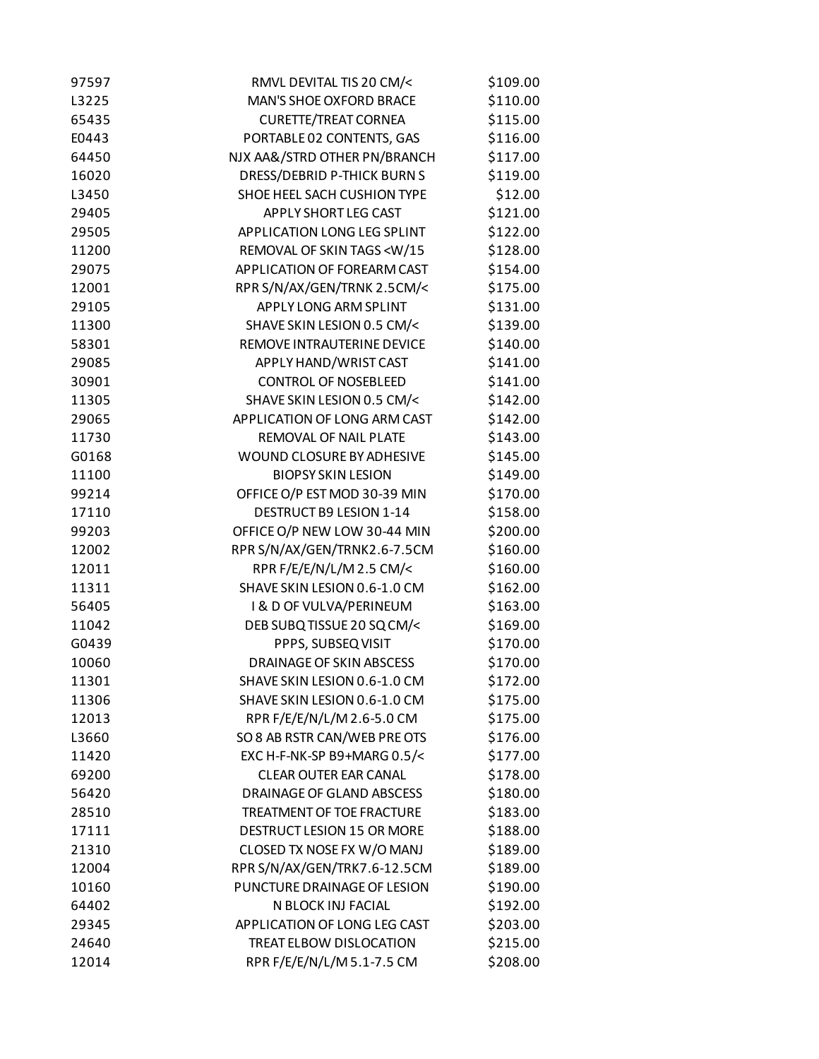| | | |
|---|---|---|
| 97597 | RMVL DEVITAL TIS 20 CM/< | $109.00 |
| L3225 | MAN'S SHOE OXFORD BRACE | $110.00 |
| 65435 | CURETTE/TREAT CORNEA | $115.00 |
| E0443 | PORTABLE 02 CONTENTS, GAS | $116.00 |
| 64450 | NJX AA&/STRD OTHER PN/BRANCH | $117.00 |
| 16020 | DRESS/DEBRID P-THICK BURN S | $119.00 |
| L3450 | SHOE HEEL SACH CUSHION TYPE | $12.00 |
| 29405 | APPLY SHORT LEG CAST | $121.00 |
| 29505 | APPLICATION LONG LEG SPLINT | $122.00 |
| 11200 | REMOVAL OF SKIN TAGS <W/15 | $128.00 |
| 29075 | APPLICATION OF FOREARM CAST | $154.00 |
| 12001 | RPR S/N/AX/GEN/TRNK 2.5CM/< | $175.00 |
| 29105 | APPLY LONG ARM SPLINT | $131.00 |
| 11300 | SHAVE SKIN LESION 0.5 CM/< | $139.00 |
| 58301 | REMOVE INTRAUTERINE DEVICE | $140.00 |
| 29085 | APPLY HAND/WRIST CAST | $141.00 |
| 30901 | CONTROL OF NOSEBLEED | $141.00 |
| 11305 | SHAVE SKIN LESION 0.5 CM/< | $142.00 |
| 29065 | APPLICATION OF LONG ARM CAST | $142.00 |
| 11730 | REMOVAL OF NAIL PLATE | $143.00 |
| G0168 | WOUND CLOSURE BY ADHESIVE | $145.00 |
| 11100 | BIOPSY SKIN LESION | $149.00 |
| 99214 | OFFICE O/P EST MOD 30-39 MIN | $170.00 |
| 17110 | DESTRUCT B9 LESION 1-14 | $158.00 |
| 99203 | OFFICE O/P NEW LOW 30-44 MIN | $200.00 |
| 12002 | RPR S/N/AX/GEN/TRNK2.6-7.5CM | $160.00 |
| 12011 | RPR F/E/E/N/L/M 2.5 CM/< | $160.00 |
| 11311 | SHAVE SKIN LESION 0.6-1.0 CM | $162.00 |
| 56405 | I & D OF VULVA/PERINEUM | $163.00 |
| 11042 | DEB SUBQ TISSUE 20 SQ CM/< | $169.00 |
| G0439 | PPPS, SUBSEQ VISIT | $170.00 |
| 10060 | DRAINAGE OF SKIN ABSCESS | $170.00 |
| 11301 | SHAVE SKIN LESION 0.6-1.0 CM | $172.00 |
| 11306 | SHAVE SKIN LESION 0.6-1.0 CM | $175.00 |
| 12013 | RPR F/E/E/N/L/M 2.6-5.0 CM | $175.00 |
| L3660 | SO 8 AB RSTR CAN/WEB PRE OTS | $176.00 |
| 11420 | EXC H-F-NK-SP B9+MARG 0.5/< | $177.00 |
| 69200 | CLEAR OUTER EAR CANAL | $178.00 |
| 56420 | DRAINAGE OF GLAND ABSCESS | $180.00 |
| 28510 | TREATMENT OF TOE FRACTURE | $183.00 |
| 17111 | DESTRUCT LESION 15 OR MORE | $188.00 |
| 21310 | CLOSED TX NOSE FX W/O MANJ | $189.00 |
| 12004 | RPR S/N/AX/GEN/TRK7.6-12.5CM | $189.00 |
| 10160 | PUNCTURE DRAINAGE OF LESION | $190.00 |
| 64402 | N BLOCK INJ FACIAL | $192.00 |
| 29345 | APPLICATION OF LONG LEG CAST | $203.00 |
| 24640 | TREAT ELBOW DISLOCATION | $215.00 |
| 12014 | RPR F/E/E/N/L/M 5.1-7.5 CM | $208.00 |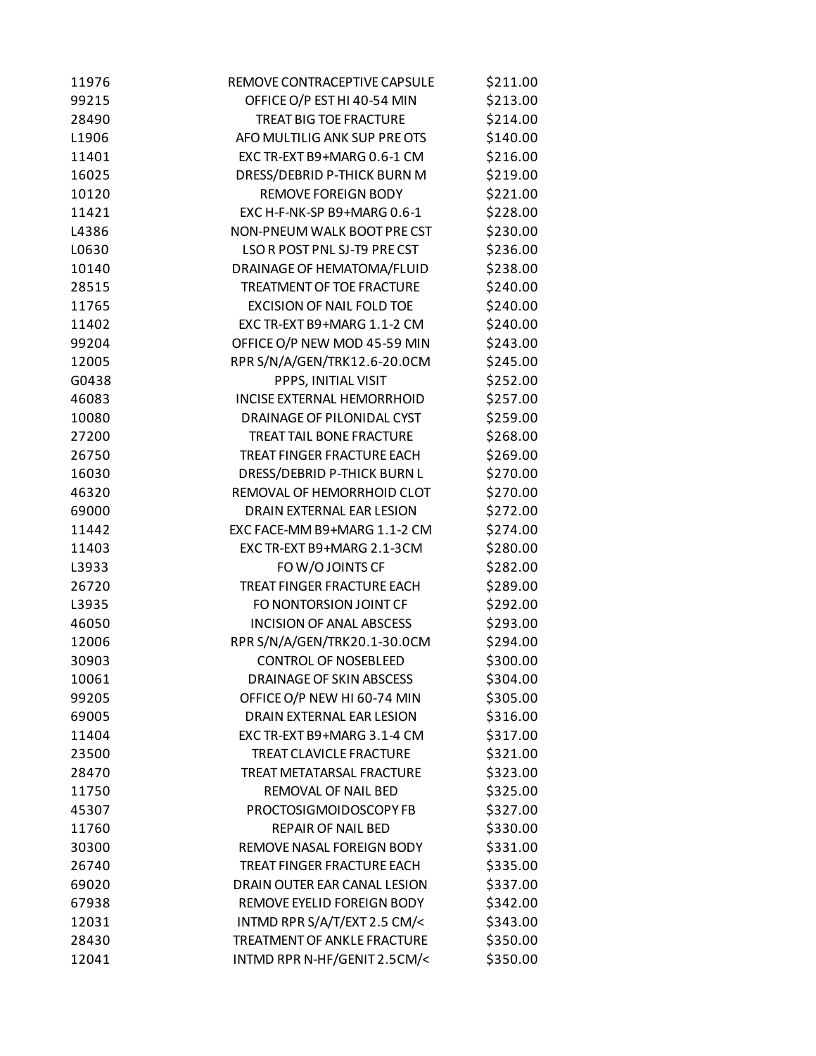| | | |
|---|---|---|
| 11976 | REMOVE CONTRACEPTIVE CAPSULE | $211.00 |
| 99215 | OFFICE O/P EST HI 40-54 MIN | $213.00 |
| 28490 | TREAT BIG TOE FRACTURE | $214.00 |
| L1906 | AFO MULTILIG ANK SUP PRE OTS | $140.00 |
| 11401 | EXC TR-EXT B9+MARG 0.6-1 CM | $216.00 |
| 16025 | DRESS/DEBRID P-THICK BURN M | $219.00 |
| 10120 | REMOVE FOREIGN BODY | $221.00 |
| 11421 | EXC H-F-NK-SP B9+MARG 0.6-1 | $228.00 |
| L4386 | NON-PNEUM WALK BOOT PRE CST | $230.00 |
| L0630 | LSO R POST PNL SJ-T9 PRE CST | $236.00 |
| 10140 | DRAINAGE OF HEMATOMA/FLUID | $238.00 |
| 28515 | TREATMENT OF TOE FRACTURE | $240.00 |
| 11765 | EXCISION OF NAIL FOLD TOE | $240.00 |
| 11402 | EXC TR-EXT B9+MARG 1.1-2 CM | $240.00 |
| 99204 | OFFICE O/P NEW MOD 45-59 MIN | $243.00 |
| 12005 | RPR S/N/A/GEN/TRK12.6-20.0CM | $245.00 |
| G0438 | PPPS, INITIAL VISIT | $252.00 |
| 46083 | INCISE EXTERNAL HEMORRHOID | $257.00 |
| 10080 | DRAINAGE OF PILONIDAL CYST | $259.00 |
| 27200 | TREAT TAIL BONE FRACTURE | $268.00 |
| 26750 | TREAT FINGER FRACTURE EACH | $269.00 |
| 16030 | DRESS/DEBRID P-THICK BURN L | $270.00 |
| 46320 | REMOVAL OF HEMORRHOID CLOT | $270.00 |
| 69000 | DRAIN EXTERNAL EAR LESION | $272.00 |
| 11442 | EXC FACE-MM B9+MARG 1.1-2 CM | $274.00 |
| 11403 | EXC TR-EXT B9+MARG 2.1-3CM | $280.00 |
| L3933 | FO W/O JOINTS CF | $282.00 |
| 26720 | TREAT FINGER FRACTURE EACH | $289.00 |
| L3935 | FO NONTORSION JOINT CF | $292.00 |
| 46050 | INCISION OF ANAL ABSCESS | $293.00 |
| 12006 | RPR S/N/A/GEN/TRK20.1-30.0CM | $294.00 |
| 30903 | CONTROL OF NOSEBLEED | $300.00 |
| 10061 | DRAINAGE OF SKIN ABSCESS | $304.00 |
| 99205 | OFFICE O/P NEW HI 60-74 MIN | $305.00 |
| 69005 | DRAIN EXTERNAL EAR LESION | $316.00 |
| 11404 | EXC TR-EXT B9+MARG 3.1-4 CM | $317.00 |
| 23500 | TREAT CLAVICLE FRACTURE | $321.00 |
| 28470 | TREAT METATARSAL FRACTURE | $323.00 |
| 11750 | REMOVAL OF NAIL BED | $325.00 |
| 45307 | PROCTOSIGMOIDOSCOPY FB | $327.00 |
| 11760 | REPAIR OF NAIL BED | $330.00 |
| 30300 | REMOVE NASAL FOREIGN BODY | $331.00 |
| 26740 | TREAT FINGER FRACTURE EACH | $335.00 |
| 69020 | DRAIN OUTER EAR CANAL LESION | $337.00 |
| 67938 | REMOVE EYELID FOREIGN BODY | $342.00 |
| 12031 | INTMD RPR S/A/T/EXT 2.5 CM/< | $343.00 |
| 28430 | TREATMENT OF ANKLE FRACTURE | $350.00 |
| 12041 | INTMD RPR N-HF/GENIT 2.5CM/< | $350.00 |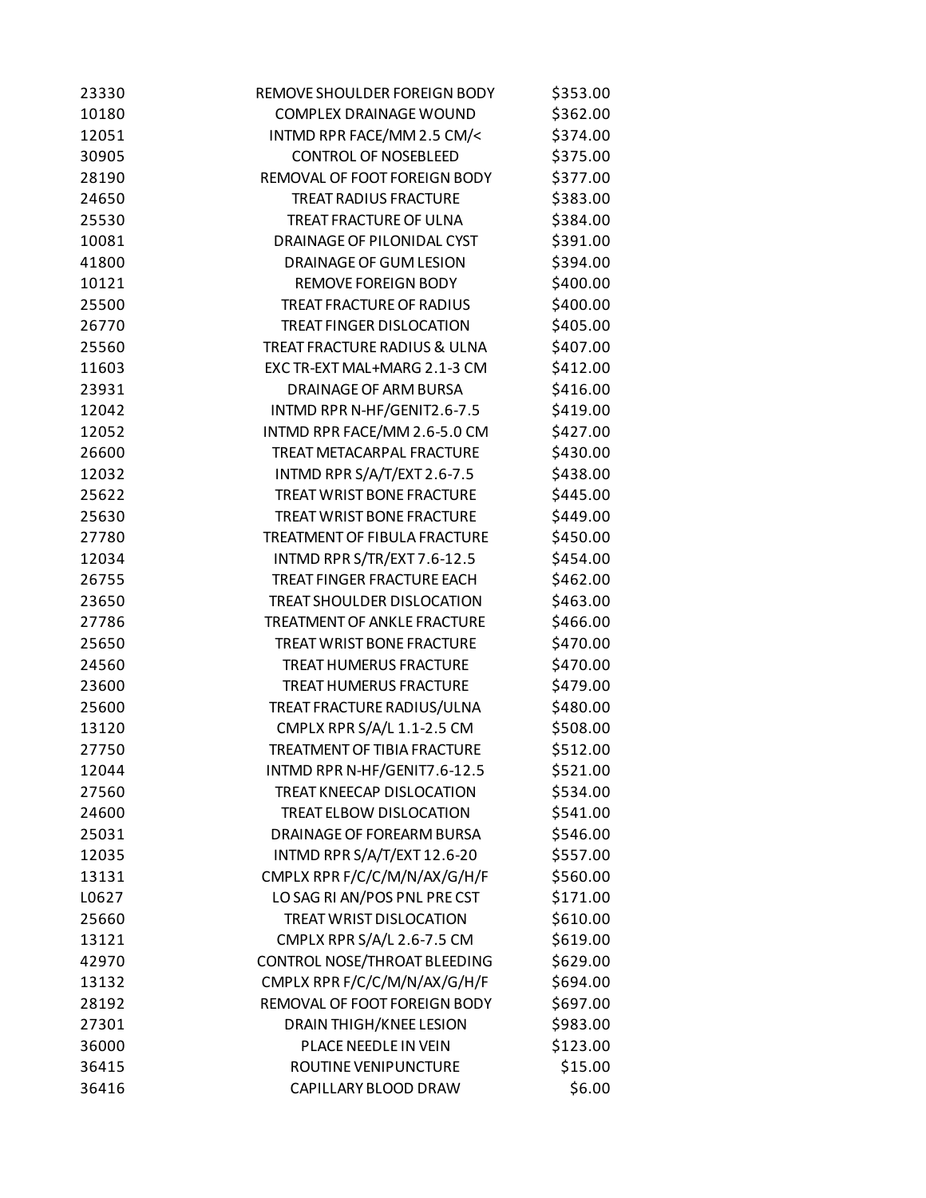| | | |
|---|---|---|
| 23330 | REMOVE SHOULDER FOREIGN BODY | $353.00 |
| 10180 | COMPLEX DRAINAGE WOUND | $362.00 |
| 12051 | INTMD RPR FACE/MM 2.5 CM/< | $374.00 |
| 30905 | CONTROL OF NOSEBLEED | $375.00 |
| 28190 | REMOVAL OF FOOT FOREIGN BODY | $377.00 |
| 24650 | TREAT RADIUS FRACTURE | $383.00 |
| 25530 | TREAT FRACTURE OF ULNA | $384.00 |
| 10081 | DRAINAGE OF PILONIDAL CYST | $391.00 |
| 41800 | DRAINAGE OF GUM LESION | $394.00 |
| 10121 | REMOVE FOREIGN BODY | $400.00 |
| 25500 | TREAT FRACTURE OF RADIUS | $400.00 |
| 26770 | TREAT FINGER DISLOCATION | $405.00 |
| 25560 | TREAT FRACTURE RADIUS & ULNA | $407.00 |
| 11603 | EXC TR-EXT MAL+MARG 2.1-3 CM | $412.00 |
| 23931 | DRAINAGE OF ARM BURSA | $416.00 |
| 12042 | INTMD RPR N-HF/GENIT2.6-7.5 | $419.00 |
| 12052 | INTMD RPR FACE/MM 2.6-5.0 CM | $427.00 |
| 26600 | TREAT METACARPAL FRACTURE | $430.00 |
| 12032 | INTMD RPR S/A/T/EXT 2.6-7.5 | $438.00 |
| 25622 | TREAT WRIST BONE FRACTURE | $445.00 |
| 25630 | TREAT WRIST BONE FRACTURE | $449.00 |
| 27780 | TREATMENT OF FIBULA FRACTURE | $450.00 |
| 12034 | INTMD RPR S/TR/EXT 7.6-12.5 | $454.00 |
| 26755 | TREAT FINGER FRACTURE EACH | $462.00 |
| 23650 | TREAT SHOULDER DISLOCATION | $463.00 |
| 27786 | TREATMENT OF ANKLE FRACTURE | $466.00 |
| 25650 | TREAT WRIST BONE FRACTURE | $470.00 |
| 24560 | TREAT HUMERUS FRACTURE | $470.00 |
| 23600 | TREAT HUMERUS FRACTURE | $479.00 |
| 25600 | TREAT FRACTURE RADIUS/ULNA | $480.00 |
| 13120 | CMPLX RPR S/A/L 1.1-2.5 CM | $508.00 |
| 27750 | TREATMENT OF TIBIA FRACTURE | $512.00 |
| 12044 | INTMD RPR N-HF/GENIT7.6-12.5 | $521.00 |
| 27560 | TREAT KNEECAP DISLOCATION | $534.00 |
| 24600 | TREAT ELBOW DISLOCATION | $541.00 |
| 25031 | DRAINAGE OF FOREARM BURSA | $546.00 |
| 12035 | INTMD RPR S/A/T/EXT 12.6-20 | $557.00 |
| 13131 | CMPLX RPR F/C/C/M/N/AX/G/H/F | $560.00 |
| L0627 | LO SAG RI AN/POS PNL PRE CST | $171.00 |
| 25660 | TREAT WRIST DISLOCATION | $610.00 |
| 13121 | CMPLX RPR S/A/L 2.6-7.5 CM | $619.00 |
| 42970 | CONTROL NOSE/THROAT BLEEDING | $629.00 |
| 13132 | CMPLX RPR F/C/C/M/N/AX/G/H/F | $694.00 |
| 28192 | REMOVAL OF FOOT FOREIGN BODY | $697.00 |
| 27301 | DRAIN THIGH/KNEE LESION | $983.00 |
| 36000 | PLACE NEEDLE IN VEIN | $123.00 |
| 36415 | ROUTINE VENIPUNCTURE | $15.00 |
| 36416 | CAPILLARY BLOOD DRAW | $6.00 |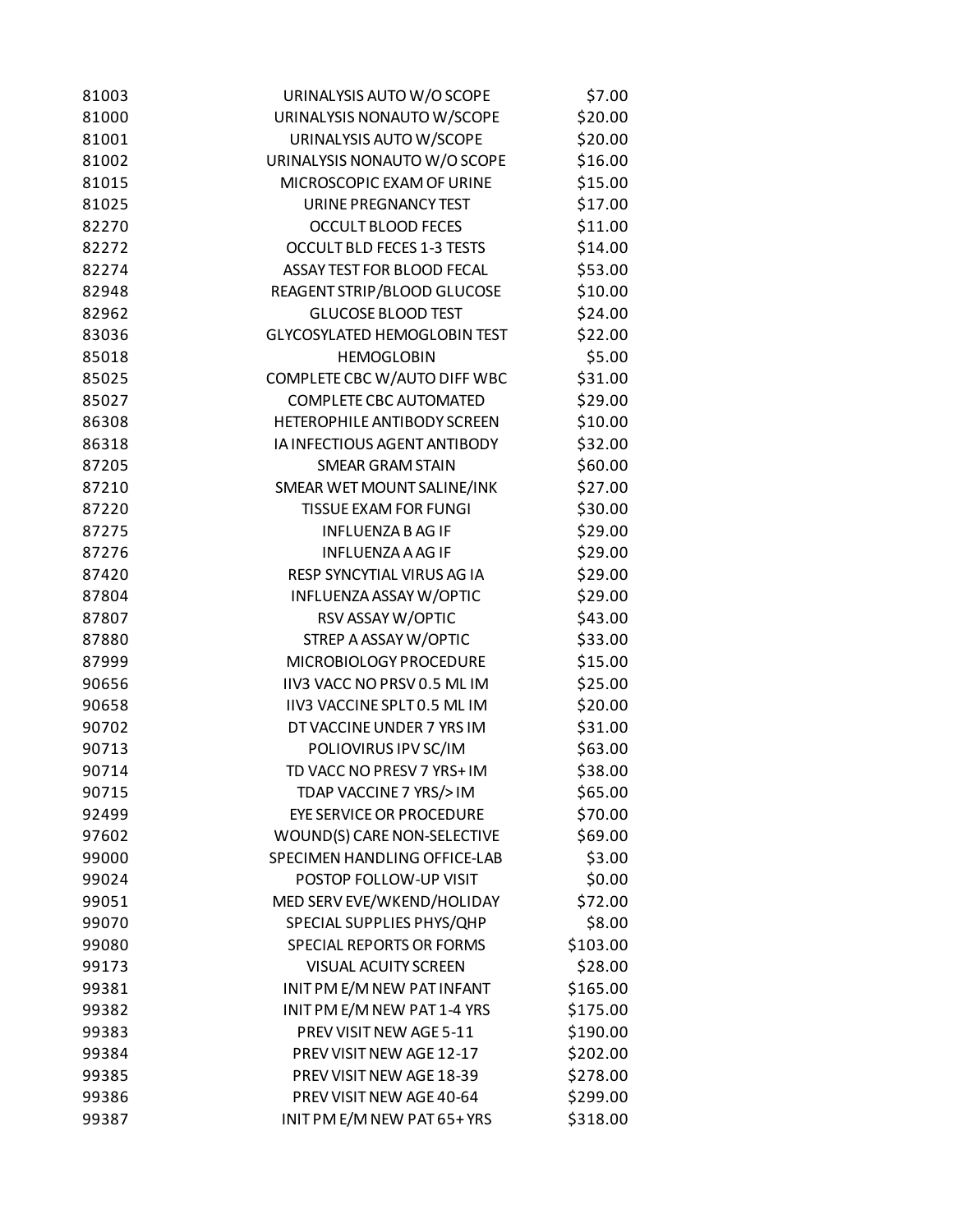| | | |
|---|---|---|
| 81003 | URINALYSIS AUTO W/O SCOPE | $7.00 |
| 81000 | URINALYSIS NONAUTO W/SCOPE | $20.00 |
| 81001 | URINALYSIS AUTO W/SCOPE | $20.00 |
| 81002 | URINALYSIS NONAUTO W/O SCOPE | $16.00 |
| 81015 | MICROSCOPIC EXAM OF URINE | $15.00 |
| 81025 | URINE PREGNANCY TEST | $17.00 |
| 82270 | OCCULT BLOOD FECES | $11.00 |
| 82272 | OCCULT BLD FECES 1-3 TESTS | $14.00 |
| 82274 | ASSAY TEST FOR BLOOD FECAL | $53.00 |
| 82948 | REAGENT STRIP/BLOOD GLUCOSE | $10.00 |
| 82962 | GLUCOSE BLOOD TEST | $24.00 |
| 83036 | GLYCOSYLATED HEMOGLOBIN TEST | $22.00 |
| 85018 | HEMOGLOBIN | $5.00 |
| 85025 | COMPLETE CBC W/AUTO DIFF WBC | $31.00 |
| 85027 | COMPLETE CBC AUTOMATED | $29.00 |
| 86308 | HETEROPHILE ANTIBODY SCREEN | $10.00 |
| 86318 | IA INFECTIOUS AGENT ANTIBODY | $32.00 |
| 87205 | SMEAR GRAM STAIN | $60.00 |
| 87210 | SMEAR WET MOUNT SALINE/INK | $27.00 |
| 87220 | TISSUE EXAM FOR FUNGI | $30.00 |
| 87275 | INFLUENZA B AG IF | $29.00 |
| 87276 | INFLUENZA A AG IF | $29.00 |
| 87420 | RESP SYNCYTIAL VIRUS AG IA | $29.00 |
| 87804 | INFLUENZA ASSAY W/OPTIC | $29.00 |
| 87807 | RSV ASSAY W/OPTIC | $43.00 |
| 87880 | STREP A ASSAY W/OPTIC | $33.00 |
| 87999 | MICROBIOLOGY PROCEDURE | $15.00 |
| 90656 | IIV3 VACC NO PRSV 0.5 ML IM | $25.00 |
| 90658 | IIV3 VACCINE SPLT 0.5 ML IM | $20.00 |
| 90702 | DT VACCINE UNDER 7 YRS IM | $31.00 |
| 90713 | POLIOVIRUS IPV SC/IM | $63.00 |
| 90714 | TD VACC NO PRESV 7 YRS+ IM | $38.00 |
| 90715 | TDAP VACCINE 7 YRS/> IM | $65.00 |
| 92499 | EYE SERVICE OR PROCEDURE | $70.00 |
| 97602 | WOUND(S) CARE NON-SELECTIVE | $69.00 |
| 99000 | SPECIMEN HANDLING OFFICE-LAB | $3.00 |
| 99024 | POSTOP FOLLOW-UP VISIT | $0.00 |
| 99051 | MED SERV EVE/WKEND/HOLIDAY | $72.00 |
| 99070 | SPECIAL SUPPLIES PHYS/QHP | $8.00 |
| 99080 | SPECIAL REPORTS OR FORMS | $103.00 |
| 99173 | VISUAL ACUITY SCREEN | $28.00 |
| 99381 | INIT PM E/M NEW PAT INFANT | $165.00 |
| 99382 | INIT PM E/M NEW PAT 1-4 YRS | $175.00 |
| 99383 | PREV VISIT NEW AGE 5-11 | $190.00 |
| 99384 | PREV VISIT NEW AGE 12-17 | $202.00 |
| 99385 | PREV VISIT NEW AGE 18-39 | $278.00 |
| 99386 | PREV VISIT NEW AGE 40-64 | $299.00 |
| 99387 | INIT PM E/M NEW PAT 65+ YRS | $318.00 |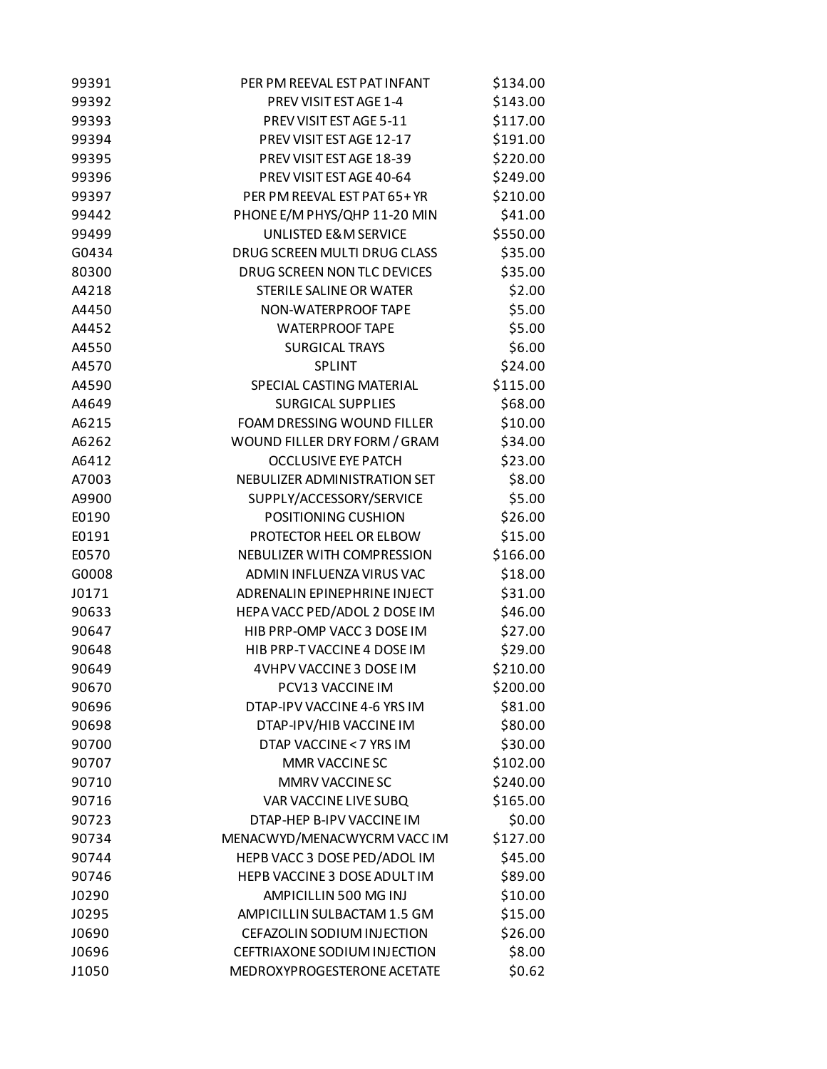| | | |
|---|---|---|
| 99391 | PER PM REEVAL EST PAT INFANT | $134.00 |
| 99392 | PREV VISIT EST AGE 1-4 | $143.00 |
| 99393 | PREV VISIT EST AGE 5-11 | $117.00 |
| 99394 | PREV VISIT EST AGE 12-17 | $191.00 |
| 99395 | PREV VISIT EST AGE 18-39 | $220.00 |
| 99396 | PREV VISIT EST AGE 40-64 | $249.00 |
| 99397 | PER PM REEVAL EST PAT 65+ YR | $210.00 |
| 99442 | PHONE E/M PHYS/QHP 11-20 MIN | $41.00 |
| 99499 | UNLISTED E&M SERVICE | $550.00 |
| G0434 | DRUG SCREEN MULTI DRUG CLASS | $35.00 |
| 80300 | DRUG SCREEN NON TLC DEVICES | $35.00 |
| A4218 | STERILE SALINE OR WATER | $2.00 |
| A4450 | NON-WATERPROOF TAPE | $5.00 |
| A4452 | WATERPROOF TAPE | $5.00 |
| A4550 | SURGICAL TRAYS | $6.00 |
| A4570 | SPLINT | $24.00 |
| A4590 | SPECIAL CASTING MATERIAL | $115.00 |
| A4649 | SURGICAL SUPPLIES | $68.00 |
| A6215 | FOAM DRESSING WOUND FILLER | $10.00 |
| A6262 | WOUND FILLER DRY FORM / GRAM | $34.00 |
| A6412 | OCCLUSIVE EYE PATCH | $23.00 |
| A7003 | NEBULIZER ADMINISTRATION SET | $8.00 |
| A9900 | SUPPLY/ACCESSORY/SERVICE | $5.00 |
| E0190 | POSITIONING CUSHION | $26.00 |
| E0191 | PROTECTOR HEEL OR ELBOW | $15.00 |
| E0570 | NEBULIZER WITH COMPRESSION | $166.00 |
| G0008 | ADMIN INFLUENZA VIRUS VAC | $18.00 |
| J0171 | ADRENALIN EPINEPHRINE INJECT | $31.00 |
| 90633 | HEPA VACC PED/ADOL 2 DOSE IM | $46.00 |
| 90647 | HIB PRP-OMP VACC 3 DOSE IM | $27.00 |
| 90648 | HIB PRP-T VACCINE 4 DOSE IM | $29.00 |
| 90649 | 4VHPV VACCINE 3 DOSE IM | $210.00 |
| 90670 | PCV13 VACCINE IM | $200.00 |
| 90696 | DTAP-IPV VACCINE 4-6 YRS IM | $81.00 |
| 90698 | DTAP-IPV/HIB VACCINE IM | $80.00 |
| 90700 | DTAP VACCINE < 7 YRS IM | $30.00 |
| 90707 | MMR VACCINE SC | $102.00 |
| 90710 | MMRV VACCINE SC | $240.00 |
| 90716 | VAR VACCINE LIVE SUBQ | $165.00 |
| 90723 | DTAP-HEP B-IPV VACCINE IM | $0.00 |
| 90734 | MENACWYD/MENACWYCRM VACC IM | $127.00 |
| 90744 | HEPB VACC 3 DOSE PED/ADOL IM | $45.00 |
| 90746 | HEPB VACCINE 3 DOSE ADULT IM | $89.00 |
| J0290 | AMPICILLIN 500 MG INJ | $10.00 |
| J0295 | AMPICILLIN SULBACTAM 1.5 GM | $15.00 |
| J0690 | CEFAZOLIN SODIUM INJECTION | $26.00 |
| J0696 | CEFTRIAXONE SODIUM INJECTION | $8.00 |
| J1050 | MEDROXYPROGESTERONE ACETATE | $0.62 |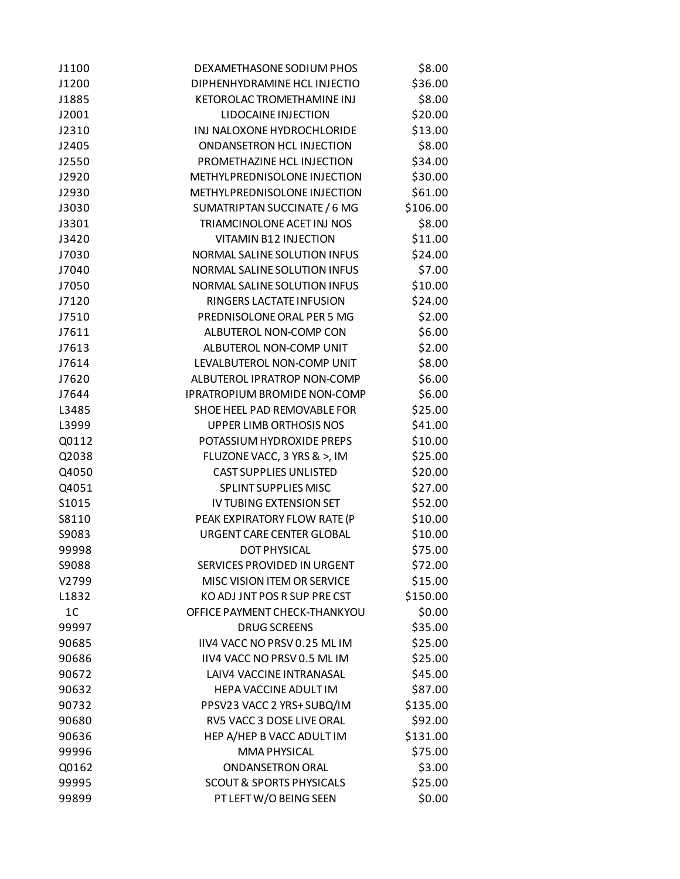| | | |
|---|---|---|
| J1100 | DEXAMETHASONE SODIUM PHOS | $8.00 |
| J1200 | DIPHENHYDRAMINE HCL INJECTIO | $36.00 |
| J1885 | KETOROLAC TROMETHAMINE INJ | $8.00 |
| J2001 | LIDOCAINE INJECTION | $20.00 |
| J2310 | INJ NALOXONE HYDROCHLORIDE | $13.00 |
| J2405 | ONDANSETRON HCL INJECTION | $8.00 |
| J2550 | PROMETHAZINE HCL INJECTION | $34.00 |
| J2920 | METHYLPREDNISOLONE INJECTION | $30.00 |
| J2930 | METHYLPREDNISOLONE INJECTION | $61.00 |
| J3030 | SUMATRIPTAN SUCCINATE / 6 MG | $106.00 |
| J3301 | TRIAMCINOLONE ACET INJ NOS | $8.00 |
| J3420 | VITAMIN B12 INJECTION | $11.00 |
| J7030 | NORMAL SALINE SOLUTION INFUS | $24.00 |
| J7040 | NORMAL SALINE SOLUTION INFUS | $7.00 |
| J7050 | NORMAL SALINE SOLUTION INFUS | $10.00 |
| J7120 | RINGERS LACTATE INFUSION | $24.00 |
| J7510 | PREDNISOLONE ORAL PER 5 MG | $2.00 |
| J7611 | ALBUTEROL NON-COMP CON | $6.00 |
| J7613 | ALBUTEROL NON-COMP UNIT | $2.00 |
| J7614 | LEVALBUTEROL NON-COMP UNIT | $8.00 |
| J7620 | ALBUTEROL IPRATROP NON-COMP | $6.00 |
| J7644 | IPRATROPIUM BROMIDE NON-COMP | $6.00 |
| L3485 | SHOE HEEL PAD REMOVABLE FOR | $25.00 |
| L3999 | UPPER LIMB ORTHOSIS NOS | $41.00 |
| Q0112 | POTASSIUM HYDROXIDE PREPS | $10.00 |
| Q2038 | FLUZONE VACC, 3 YRS & >, IM | $25.00 |
| Q4050 | CAST SUPPLIES UNLISTED | $20.00 |
| Q4051 | SPLINT SUPPLIES MISC | $27.00 |
| S1015 | IV TUBING EXTENSION SET | $52.00 |
| S8110 | PEAK EXPIRATORY FLOW RATE (P | $10.00 |
| S9083 | URGENT CARE CENTER GLOBAL | $10.00 |
| 99998 | DOT PHYSICAL | $75.00 |
| S9088 | SERVICES PROVIDED IN URGENT | $72.00 |
| V2799 | MISC VISION ITEM OR SERVICE | $15.00 |
| L1832 | KO ADJ JNT POS R SUP PRE CST | $150.00 |
| 1C | OFFICE PAYMENT CHECK-THANKYOU | $0.00 |
| 99997 | DRUG SCREENS | $35.00 |
| 90685 | IIV4 VACC NO PRSV 0.25 ML IM | $25.00 |
| 90686 | IIV4 VACC NO PRSV 0.5 ML IM | $25.00 |
| 90672 | LAIV4 VACCINE INTRANASAL | $45.00 |
| 90632 | HEPA VACCINE ADULT IM | $87.00 |
| 90732 | PPSV23 VACC 2 YRS+ SUBQ/IM | $135.00 |
| 90680 | RV5 VACC 3 DOSE LIVE ORAL | $92.00 |
| 90636 | HEP A/HEP B VACC ADULT IM | $131.00 |
| 99996 | MMA PHYSICAL | $75.00 |
| Q0162 | ONDANSETRON ORAL | $3.00 |
| 99995 | SCOUT & SPORTS PHYSICALS | $25.00 |
| 99899 | PT LEFT W/O BEING SEEN | $0.00 |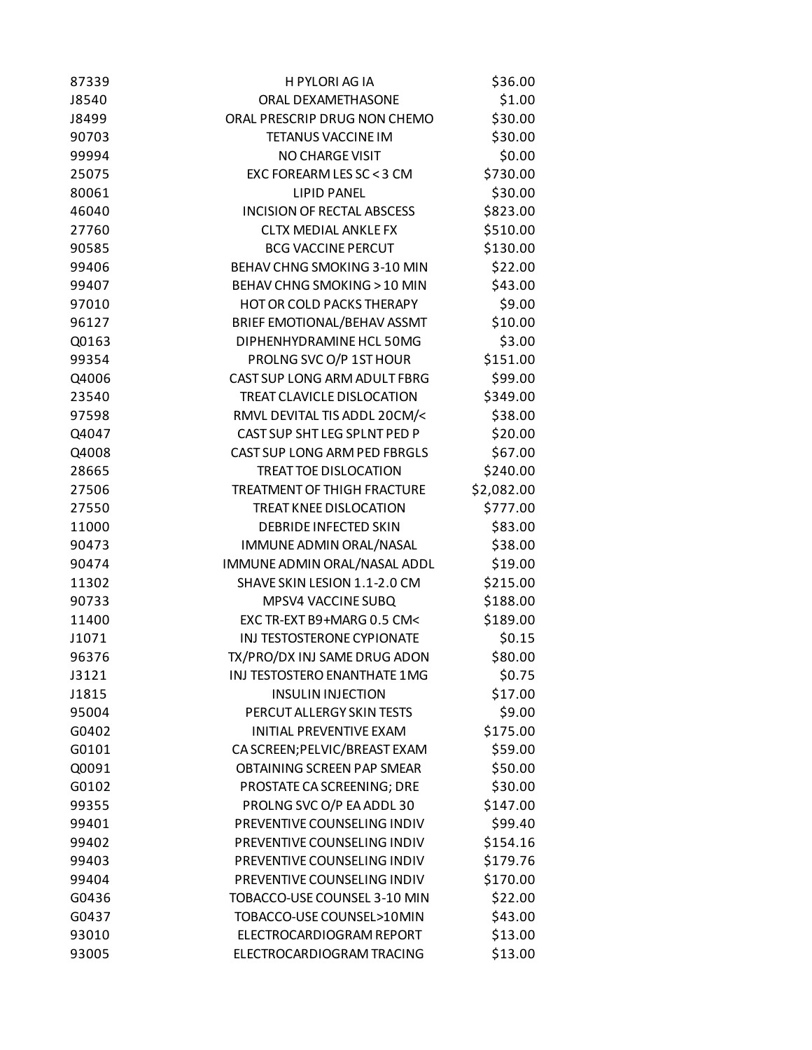| | | |
|---|---|---|
| 87339 | H PYLORI AG IA | $36.00 |
| J8540 | ORAL DEXAMETHASONE | $1.00 |
| J8499 | ORAL PRESCRIP DRUG NON CHEMO | $30.00 |
| 90703 | TETANUS VACCINE IM | $30.00 |
| 99994 | NO CHARGE VISIT | $0.00 |
| 25075 | EXC FOREARM LES SC < 3 CM | $730.00 |
| 80061 | LIPID PANEL | $30.00 |
| 46040 | INCISION OF RECTAL ABSCESS | $823.00 |
| 27760 | CLTX MEDIAL ANKLE FX | $510.00 |
| 90585 | BCG VACCINE PERCUT | $130.00 |
| 99406 | BEHAV CHNG SMOKING 3-10 MIN | $22.00 |
| 99407 | BEHAV CHNG SMOKING > 10 MIN | $43.00 |
| 97010 | HOT OR COLD PACKS THERAPY | $9.00 |
| 96127 | BRIEF EMOTIONAL/BEHAV ASSMT | $10.00 |
| Q0163 | DIPHENHYDRAMINE HCL 50MG | $3.00 |
| 99354 | PROLNG SVC O/P 1ST HOUR | $151.00 |
| Q4006 | CAST SUP LONG ARM ADULT FBRG | $99.00 |
| 23540 | TREAT CLAVICLE DISLOCATION | $349.00 |
| 97598 | RMVL DEVITAL TIS ADDL 20CM/< | $38.00 |
| Q4047 | CAST SUP SHT LEG SPLNT PED P | $20.00 |
| Q4008 | CAST SUP LONG ARM PED FBRGLS | $67.00 |
| 28665 | TREAT TOE DISLOCATION | $240.00 |
| 27506 | TREATMENT OF THIGH FRACTURE | $2,082.00 |
| 27550 | TREAT KNEE DISLOCATION | $777.00 |
| 11000 | DEBRIDE INFECTED SKIN | $83.00 |
| 90473 | IMMUNE ADMIN ORAL/NASAL | $38.00 |
| 90474 | IMMUNE ADMIN ORAL/NASAL ADDL | $19.00 |
| 11302 | SHAVE SKIN LESION 1.1-2.0 CM | $215.00 |
| 90733 | MPSV4 VACCINE SUBQ | $188.00 |
| 11400 | EXC TR-EXT B9+MARG 0.5 CM< | $189.00 |
| J1071 | INJ TESTOSTERONE CYPIONATE | $0.15 |
| 96376 | TX/PRO/DX INJ SAME DRUG ADON | $80.00 |
| J3121 | INJ TESTOSTERO ENANTHATE 1MG | $0.75 |
| J1815 | INSULIN INJECTION | $17.00 |
| 95004 | PERCUT ALLERGY SKIN TESTS | $9.00 |
| G0402 | INITIAL PREVENTIVE EXAM | $175.00 |
| G0101 | CA SCREEN;PELVIC/BREAST EXAM | $59.00 |
| Q0091 | OBTAINING SCREEN PAP SMEAR | $50.00 |
| G0102 | PROSTATE CA SCREENING; DRE | $30.00 |
| 99355 | PROLNG SVC O/P EA ADDL 30 | $147.00 |
| 99401 | PREVENTIVE COUNSELING INDIV | $99.40 |
| 99402 | PREVENTIVE COUNSELING INDIV | $154.16 |
| 99403 | PREVENTIVE COUNSELING INDIV | $179.76 |
| 99404 | PREVENTIVE COUNSELING INDIV | $170.00 |
| G0436 | TOBACCO-USE COUNSEL 3-10 MIN | $22.00 |
| G0437 | TOBACCO-USE COUNSEL>10MIN | $43.00 |
| 93010 | ELECTROCARDIOGRAM REPORT | $13.00 |
| 93005 | ELECTROCARDIOGRAM TRACING | $13.00 |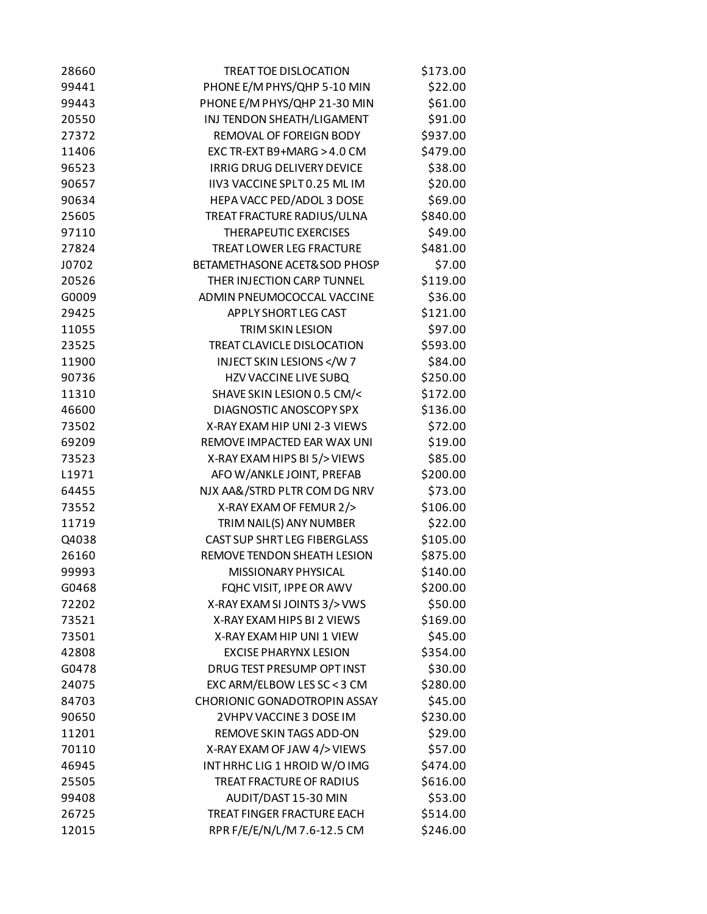| | | |
|---|---|---|
| 28660 | TREAT TOE DISLOCATION | $173.00 |
| 99441 | PHONE E/M PHYS/QHP 5-10 MIN | $22.00 |
| 99443 | PHONE E/M PHYS/QHP 21-30 MIN | $61.00 |
| 20550 | INJ TENDON SHEATH/LIGAMENT | $91.00 |
| 27372 | REMOVAL OF FOREIGN BODY | $937.00 |
| 11406 | EXC TR-EXT B9+MARG >4.0 CM | $479.00 |
| 96523 | IRRIG DRUG DELIVERY DEVICE | $38.00 |
| 90657 | IIV3 VACCINE SPLT 0.25 ML IM | $20.00 |
| 90634 | HEPA VACC PED/ADOL 3 DOSE | $69.00 |
| 25605 | TREAT FRACTURE RADIUS/ULNA | $840.00 |
| 97110 | THERAPEUTIC EXERCISES | $49.00 |
| 27824 | TREAT LOWER LEG FRACTURE | $481.00 |
| J0702 | BETAMETHASONE ACET&SOD PHOSP | $7.00 |
| 20526 | THER INJECTION CARP TUNNEL | $119.00 |
| G0009 | ADMIN PNEUMOCOCCAL VACCINE | $36.00 |
| 29425 | APPLY SHORT LEG CAST | $121.00 |
| 11055 | TRIM SKIN LESION | $97.00 |
| 23525 | TREAT CLAVICLE DISLOCATION | $593.00 |
| 11900 | INJECT SKIN LESIONS </W 7 | $84.00 |
| 90736 | HZV VACCINE LIVE SUBQ | $250.00 |
| 11310 | SHAVE SKIN LESION 0.5 CM/< | $172.00 |
| 46600 | DIAGNOSTIC ANOSCOPY SPX | $136.00 |
| 73502 | X-RAY EXAM HIP UNI 2-3 VIEWS | $72.00 |
| 69209 | REMOVE IMPACTED EAR WAX UNI | $19.00 |
| 73523 | X-RAY EXAM HIPS BI 5/> VIEWS | $85.00 |
| L1971 | AFO W/ANKLE JOINT, PREFAB | $200.00 |
| 64455 | NJX AA&/STRD PLTR COM DG NRV | $73.00 |
| 73552 | X-RAY EXAM OF FEMUR 2/> | $106.00 |
| 11719 | TRIM NAIL(S) ANY NUMBER | $22.00 |
| Q4038 | CAST SUP SHRT LEG FIBERGLASS | $105.00 |
| 26160 | REMOVE TENDON SHEATH LESION | $875.00 |
| 99993 | MISSIONARY PHYSICAL | $140.00 |
| G0468 | FQHC VISIT, IPPE OR AWV | $200.00 |
| 72202 | X-RAY EXAM SI JOINTS 3/> VWS | $50.00 |
| 73521 | X-RAY EXAM HIPS BI 2 VIEWS | $169.00 |
| 73501 | X-RAY EXAM HIP UNI 1 VIEW | $45.00 |
| 42808 | EXCISE PHARYNX LESION | $354.00 |
| G0478 | DRUG TEST PRESUMP OPT INST | $30.00 |
| 24075 | EXC ARM/ELBOW LES SC < 3 CM | $280.00 |
| 84703 | CHORIONIC GONADOTROPIN ASSAY | $45.00 |
| 90650 | 2VHPV VACCINE 3 DOSE IM | $230.00 |
| 11201 | REMOVE SKIN TAGS ADD-ON | $29.00 |
| 70110 | X-RAY EXAM OF JAW 4/> VIEWS | $57.00 |
| 46945 | INT HRHC LIG 1 HROID W/O IMG | $474.00 |
| 25505 | TREAT FRACTURE OF RADIUS | $616.00 |
| 99408 | AUDIT/DAST 15-30 MIN | $53.00 |
| 26725 | TREAT FINGER FRACTURE EACH | $514.00 |
| 12015 | RPR F/E/E/N/L/M 7.6-12.5 CM | $246.00 |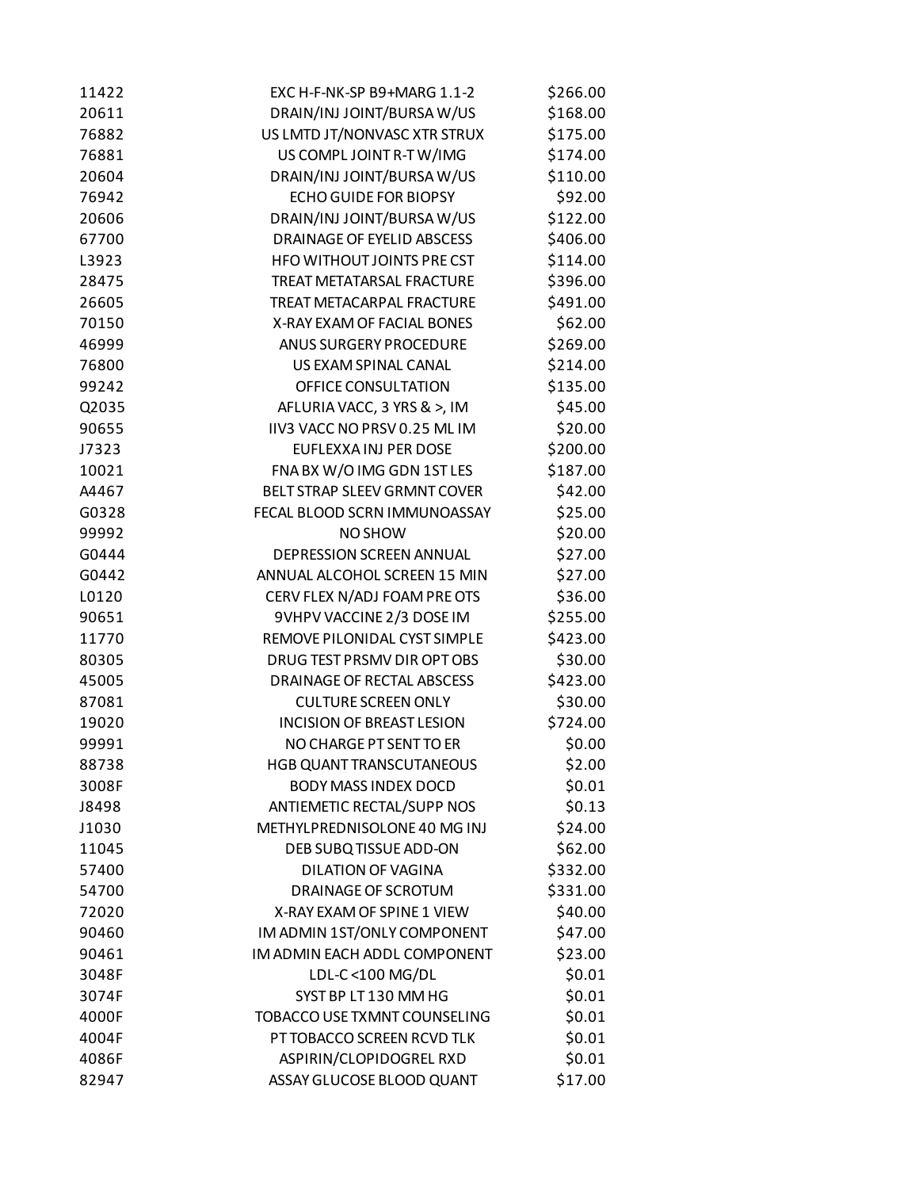| | | |
|---|---|---|
| 11422 | EXC H-F-NK-SP B9+MARG 1.1-2 | $266.00 |
| 20611 | DRAIN/INJ JOINT/BURSA W/US | $168.00 |
| 76882 | US LMTD JT/NONVASC XTR STRUX | $175.00 |
| 76881 | US COMPL JOINT R-T W/IMG | $174.00 |
| 20604 | DRAIN/INJ JOINT/BURSA W/US | $110.00 |
| 76942 | ECHO GUIDE FOR BIOPSY | $92.00 |
| 20606 | DRAIN/INJ JOINT/BURSA W/US | $122.00 |
| 67700 | DRAINAGE OF EYELID ABSCESS | $406.00 |
| L3923 | HFO WITHOUT JOINTS PRE CST | $114.00 |
| 28475 | TREAT METATARSAL FRACTURE | $396.00 |
| 26605 | TREAT METACARPAL FRACTURE | $491.00 |
| 70150 | X-RAY EXAM OF FACIAL BONES | $62.00 |
| 46999 | ANUS SURGERY PROCEDURE | $269.00 |
| 76800 | US EXAM SPINAL CANAL | $214.00 |
| 99242 | OFFICE CONSULTATION | $135.00 |
| Q2035 | AFLURIA VACC, 3 YRS & >, IM | $45.00 |
| 90655 | IIV3 VACC NO PRSV 0.25 ML IM | $20.00 |
| J7323 | EUFLEXXA INJ PER DOSE | $200.00 |
| 10021 | FNA BX W/O IMG GDN 1ST LES | $187.00 |
| A4467 | BELT STRAP SLEEV GRMNT COVER | $42.00 |
| G0328 | FECAL BLOOD SCRN IMMUNOASSAY | $25.00 |
| 99992 | NO SHOW | $20.00 |
| G0444 | DEPRESSION SCREEN ANNUAL | $27.00 |
| G0442 | ANNUAL ALCOHOL SCREEN 15 MIN | $27.00 |
| L0120 | CERV FLEX N/ADJ FOAM PRE OTS | $36.00 |
| 90651 | 9VHPV VACCINE 2/3 DOSE IM | $255.00 |
| 11770 | REMOVE PILONIDAL CYST SIMPLE | $423.00 |
| 80305 | DRUG TEST PRSMV DIR OPT OBS | $30.00 |
| 45005 | DRAINAGE OF RECTAL ABSCESS | $423.00 |
| 87081 | CULTURE SCREEN ONLY | $30.00 |
| 19020 | INCISION OF BREAST LESION | $724.00 |
| 99991 | NO CHARGE PT SENT TO ER | $0.00 |
| 88738 | HGB QUANT TRANSCUTANEOUS | $2.00 |
| 3008F | BODY MASS INDEX DOCD | $0.01 |
| J8498 | ANTIEMETIC RECTAL/SUPP NOS | $0.13 |
| J1030 | METHYLPREDNISOLONE 40 MG INJ | $24.00 |
| 11045 | DEB SUBQ TISSUE ADD-ON | $62.00 |
| 57400 | DILATION OF VAGINA | $332.00 |
| 54700 | DRAINAGE OF SCROTUM | $331.00 |
| 72020 | X-RAY EXAM OF SPINE 1 VIEW | $40.00 |
| 90460 | IM ADMIN 1ST/ONLY COMPONENT | $47.00 |
| 90461 | IM ADMIN EACH ADDL COMPONENT | $23.00 |
| 3048F | LDL-C <100 MG/DL | $0.01 |
| 3074F | SYST BP LT 130 MM HG | $0.01 |
| 4000F | TOBACCO USE TXMNT COUNSELING | $0.01 |
| 4004F | PT TOBACCO SCREEN RCVD TLK | $0.01 |
| 4086F | ASPIRIN/CLOPIDOGREL RXD | $0.01 |
| 82947 | ASSAY GLUCOSE BLOOD QUANT | $17.00 |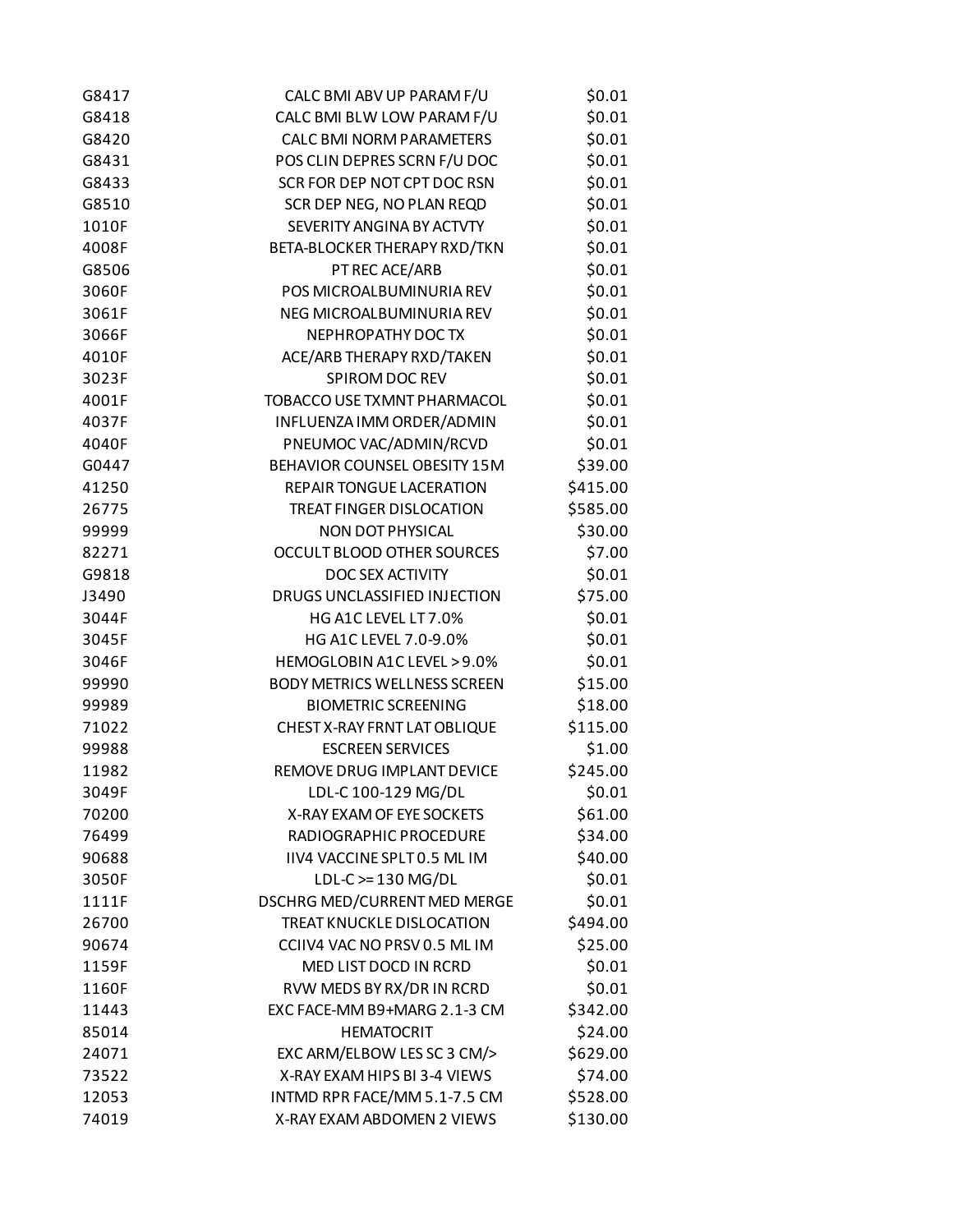| | | |
|---|---|---|
| G8417 | CALC BMI ABV UP PARAM F/U | $0.01 |
| G8418 | CALC BMI BLW LOW PARAM F/U | $0.01 |
| G8420 | CALC BMI NORM PARAMETERS | $0.01 |
| G8431 | POS CLIN DEPRES SCRN F/U DOC | $0.01 |
| G8433 | SCR FOR DEP NOT CPT DOC RSN | $0.01 |
| G8510 | SCR DEP NEG, NO PLAN REQD | $0.01 |
| 1010F | SEVERITY ANGINA BY ACTVTY | $0.01 |
| 4008F | BETA-BLOCKER THERAPY RXD/TKN | $0.01 |
| G8506 | PT REC ACE/ARB | $0.01 |
| 3060F | POS MICROALBUMINURIA REV | $0.01 |
| 3061F | NEG MICROALBUMINURIA REV | $0.01 |
| 3066F | NEPHROPATHY DOC TX | $0.01 |
| 4010F | ACE/ARB THERAPY RXD/TAKEN | $0.01 |
| 3023F | SPIROM DOC REV | $0.01 |
| 4001F | TOBACCO USE TXMNT PHARMACOL | $0.01 |
| 4037F | INFLUENZA IMM ORDER/ADMIN | $0.01 |
| 4040F | PNEUMOC VAC/ADMIN/RCVD | $0.01 |
| G0447 | BEHAVIOR COUNSEL OBESITY 15M | $39.00 |
| 41250 | REPAIR TONGUE LACERATION | $415.00 |
| 26775 | TREAT FINGER DISLOCATION | $585.00 |
| 99999 | NON DOT PHYSICAL | $30.00 |
| 82271 | OCCULT BLOOD OTHER SOURCES | $7.00 |
| G9818 | DOC SEX ACTIVITY | $0.01 |
| J3490 | DRUGS UNCLASSIFIED INJECTION | $75.00 |
| 3044F | HG A1C LEVEL LT 7.0% | $0.01 |
| 3045F | HG A1C LEVEL 7.0-9.0% | $0.01 |
| 3046F | HEMOGLOBIN A1C LEVEL >9.0% | $0.01 |
| 99990 | BODY METRICS WELLNESS SCREEN | $15.00 |
| 99989 | BIOMETRIC SCREENING | $18.00 |
| 71022 | CHEST X-RAY FRNT LAT OBLIQUE | $115.00 |
| 99988 | ESCREEN SERVICES | $1.00 |
| 11982 | REMOVE DRUG IMPLANT DEVICE | $245.00 |
| 3049F | LDL-C 100-129 MG/DL | $0.01 |
| 70200 | X-RAY EXAM OF EYE SOCKETS | $61.00 |
| 76499 | RADIOGRAPHIC PROCEDURE | $34.00 |
| 90688 | IIV4 VACCINE SPLT 0.5 ML IM | $40.00 |
| 3050F | LDL-C >= 130 MG/DL | $0.01 |
| 1111F | DSCHRG MED/CURRENT MED MERGE | $0.01 |
| 26700 | TREAT KNUCKLE DISLOCATION | $494.00 |
| 90674 | CCIIV4 VAC NO PRSV 0.5 ML IM | $25.00 |
| 1159F | MED LIST DOCD IN RCRD | $0.01 |
| 1160F | RVW MEDS BY RX/DR IN RCRD | $0.01 |
| 11443 | EXC FACE-MM B9+MARG 2.1-3 CM | $342.00 |
| 85014 | HEMATOCRIT | $24.00 |
| 24071 | EXC ARM/ELBOW LES SC 3 CM/> | $629.00 |
| 73522 | X-RAY EXAM HIPS BI 3-4 VIEWS | $74.00 |
| 12053 | INTMD RPR FACE/MM 5.1-7.5 CM | $528.00 |
| 74019 | X-RAY EXAM ABDOMEN 2 VIEWS | $130.00 |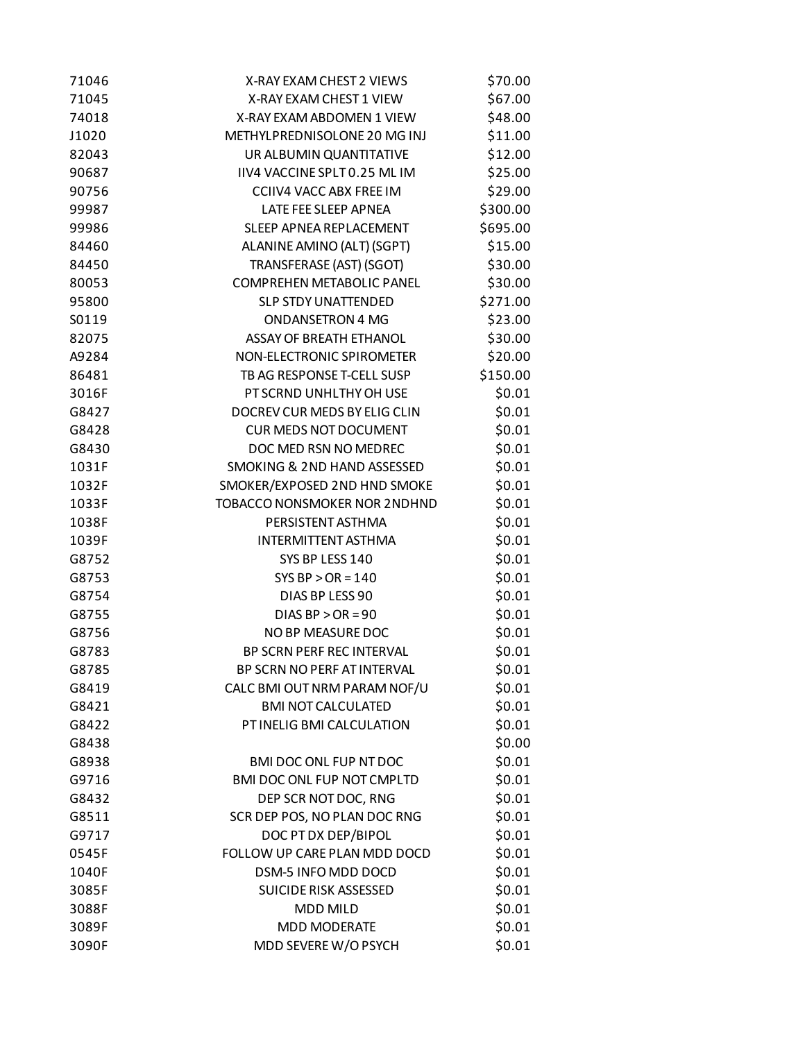| | | |
|---|---|---|
| 71046 | X-RAY EXAM CHEST 2 VIEWS | $70.00 |
| 71045 | X-RAY EXAM CHEST 1 VIEW | $67.00 |
| 74018 | X-RAY EXAM ABDOMEN 1 VIEW | $48.00 |
| J1020 | METHYLPREDNISOLONE 20 MG INJ | $11.00 |
| 82043 | UR ALBUMIN QUANTITATIVE | $12.00 |
| 90687 | IIV4 VACCINE SPLT 0.25 ML IM | $25.00 |
| 90756 | CCIIV4 VACC ABX FREE IM | $29.00 |
| 99987 | LATE FEE SLEEP APNEA | $300.00 |
| 99986 | SLEEP APNEA REPLACEMENT | $695.00 |
| 84460 | ALANINE AMINO (ALT) (SGPT) | $15.00 |
| 84450 | TRANSFERASE (AST) (SGOT) | $30.00 |
| 80053 | COMPREHEN METABOLIC PANEL | $30.00 |
| 95800 | SLP STDY UNATTENDED | $271.00 |
| S0119 | ONDANSETRON 4 MG | $23.00 |
| 82075 | ASSAY OF BREATH ETHANOL | $30.00 |
| A9284 | NON-ELECTRONIC SPIROMETER | $20.00 |
| 86481 | TB AG RESPONSE T-CELL SUSP | $150.00 |
| 3016F | PT SCRND UNHLTHY OH USE | $0.01 |
| G8427 | DOCREV CUR MEDS BY ELIG CLIN | $0.01 |
| G8428 | CUR MEDS NOT DOCUMENT | $0.01 |
| G8430 | DOC MED RSN NO MEDREC | $0.01 |
| 1031F | SMOKING & 2ND HAND ASSESSED | $0.01 |
| 1032F | SMOKER/EXPOSED 2ND HND SMOKE | $0.01 |
| 1033F | TOBACCO NONSMOKER NOR 2NDHND | $0.01 |
| 1038F | PERSISTENT ASTHMA | $0.01 |
| 1039F | INTERMITTENT ASTHMA | $0.01 |
| G8752 | SYS BP LESS 140 | $0.01 |
| G8753 | SYS BP > OR = 140 | $0.01 |
| G8754 | DIAS BP LESS 90 | $0.01 |
| G8755 | DIAS BP > OR = 90 | $0.01 |
| G8756 | NO BP MEASURE DOC | $0.01 |
| G8783 | BP SCRN PERF REC INTERVAL | $0.01 |
| G8785 | BP SCRN NO PERF AT INTERVAL | $0.01 |
| G8419 | CALC BMI OUT NRM PARAM NOF/U | $0.01 |
| G8421 | BMI NOT CALCULATED | $0.01 |
| G8422 | PT INELIG BMI CALCULATION | $0.01 |
| G8438 | | $0.00 |
| G8938 | BMI DOC ONL FUP NT DOC | $0.01 |
| G9716 | BMI DOC ONL FUP NOT CMPLTD | $0.01 |
| G8432 | DEP SCR NOT DOC, RNG | $0.01 |
| G8511 | SCR DEP POS, NO PLAN DOC RNG | $0.01 |
| G9717 | DOC PT DX DEP/BIPOL | $0.01 |
| 0545F | FOLLOW UP CARE PLAN MDD DOCD | $0.01 |
| 1040F | DSM-5 INFO MDD DOCD | $0.01 |
| 3085F | SUICIDE RISK ASSESSED | $0.01 |
| 3088F | MDD MILD | $0.01 |
| 3089F | MDD MODERATE | $0.01 |
| 3090F | MDD SEVERE W/O PSYCH | $0.01 |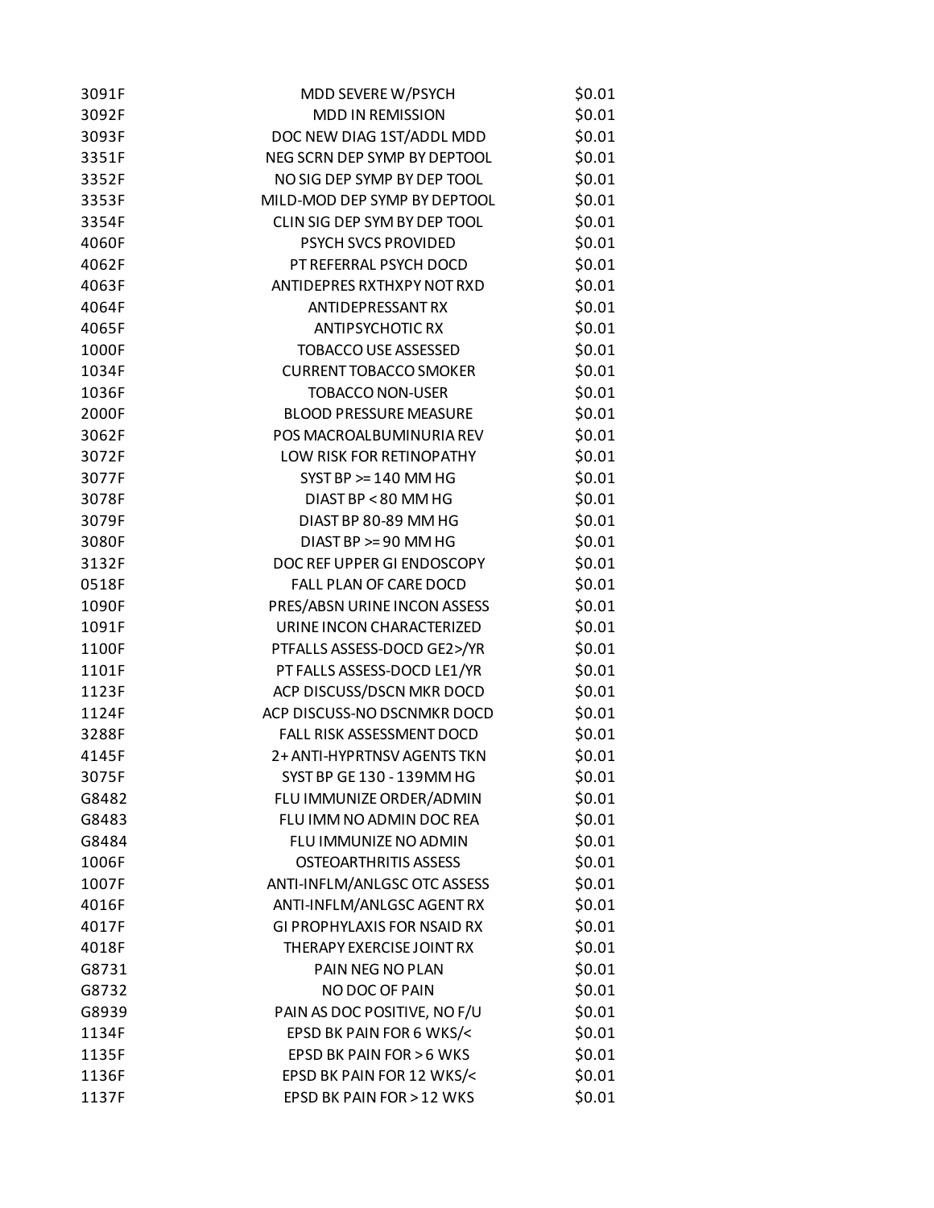| | | |
|---|---|---|
| 3091F | MDD SEVERE W/PSYCH | $0.01 |
| 3092F | MDD IN REMISSION | $0.01 |
| 3093F | DOC NEW DIAG 1ST/ADDL MDD | $0.01 |
| 3351F | NEG SCRN DEP SYMP BY DEPTOOL | $0.01 |
| 3352F | NO SIG DEP SYMP BY DEP TOOL | $0.01 |
| 3353F | MILD-MOD DEP SYMP BY DEPTOOL | $0.01 |
| 3354F | CLIN SIG DEP SYM BY DEP TOOL | $0.01 |
| 4060F | PSYCH SVCS PROVIDED | $0.01 |
| 4062F | PT REFERRAL PSYCH DOCD | $0.01 |
| 4063F | ANTIDEPRES RXTHXPY NOT RXD | $0.01 |
| 4064F | ANTIDEPRESSANT RX | $0.01 |
| 4065F | ANTIPSYCHOTIC RX | $0.01 |
| 1000F | TOBACCO USE ASSESSED | $0.01 |
| 1034F | CURRENT TOBACCO SMOKER | $0.01 |
| 1036F | TOBACCO NON-USER | $0.01 |
| 2000F | BLOOD PRESSURE MEASURE | $0.01 |
| 3062F | POS MACROALBUMINURIA REV | $0.01 |
| 3072F | LOW RISK FOR RETINOPATHY | $0.01 |
| 3077F | SYST BP >= 140 MM HG | $0.01 |
| 3078F | DIAST BP < 80 MM HG | $0.01 |
| 3079F | DIAST BP 80-89 MM HG | $0.01 |
| 3080F | DIAST BP >= 90 MM HG | $0.01 |
| 3132F | DOC REF UPPER GI ENDOSCOPY | $0.01 |
| 0518F | FALL PLAN OF CARE DOCD | $0.01 |
| 1090F | PRES/ABSN URINE INCON ASSESS | $0.01 |
| 1091F | URINE INCON CHARACTERIZED | $0.01 |
| 1100F | PTFALLS ASSESS-DOCD GE2>/YR | $0.01 |
| 1101F | PT FALLS ASSESS-DOCD LE1/YR | $0.01 |
| 1123F | ACP DISCUSS/DSCN MKR DOCD | $0.01 |
| 1124F | ACP DISCUSS-NO DSCNMKR DOCD | $0.01 |
| 3288F | FALL RISK ASSESSMENT DOCD | $0.01 |
| 4145F | 2+ ANTI-HYPRTNSV AGENTS TKN | $0.01 |
| 3075F | SYST BP GE 130 - 139MM HG | $0.01 |
| G8482 | FLU IMMUNIZE ORDER/ADMIN | $0.01 |
| G8483 | FLU IMM NO ADMIN DOC REA | $0.01 |
| G8484 | FLU IMMUNIZE NO ADMIN | $0.01 |
| 1006F | OSTEOARTHRITIS ASSESS | $0.01 |
| 1007F | ANTI-INFLM/ANLGSC OTC ASSESS | $0.01 |
| 4016F | ANTI-INFLM/ANLGSC AGENT RX | $0.01 |
| 4017F | GI PROPHYLAXIS FOR NSAID RX | $0.01 |
| 4018F | THERAPY EXERCISE JOINT RX | $0.01 |
| G8731 | PAIN NEG NO PLAN | $0.01 |
| G8732 | NO DOC OF PAIN | $0.01 |
| G8939 | PAIN AS DOC POSITIVE, NO F/U | $0.01 |
| 1134F | EPSD BK PAIN FOR 6 WKS/< | $0.01 |
| 1135F | EPSD BK PAIN FOR > 6 WKS | $0.01 |
| 1136F | EPSD BK PAIN FOR 12 WKS/< | $0.01 |
| 1137F | EPSD BK PAIN FOR > 12 WKS | $0.01 |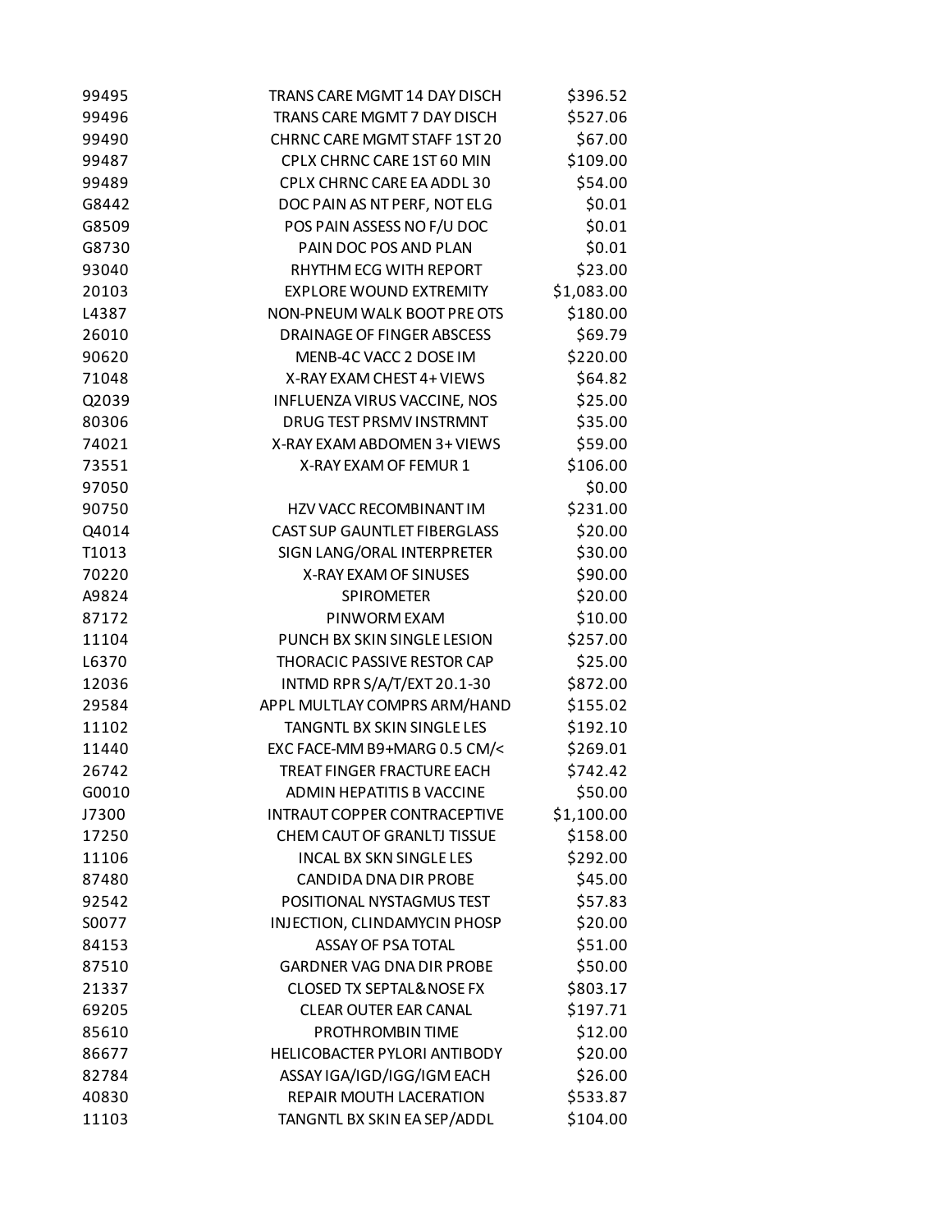| | | |
|---|---|---|
| 99495 | TRANS CARE MGMT 14 DAY DISCH | $396.52 |
| 99496 | TRANS CARE MGMT 7 DAY DISCH | $527.06 |
| 99490 | CHRNC CARE MGMT STAFF 1ST 20 | $67.00 |
| 99487 | CPLX CHRNC CARE 1ST 60 MIN | $109.00 |
| 99489 | CPLX CHRNC CARE EA ADDL 30 | $54.00 |
| G8442 | DOC PAIN AS NT PERF, NOT ELG | $0.01 |
| G8509 | POS PAIN ASSESS NO F/U DOC | $0.01 |
| G8730 | PAIN DOC POS AND PLAN | $0.01 |
| 93040 | RHYTHM ECG WITH REPORT | $23.00 |
| 20103 | EXPLORE WOUND EXTREMITY | $1,083.00 |
| L4387 | NON-PNEUM WALK BOOT PRE OTS | $180.00 |
| 26010 | DRAINAGE OF FINGER ABSCESS | $69.79 |
| 90620 | MENB-4C VACC 2 DOSE IM | $220.00 |
| 71048 | X-RAY EXAM CHEST 4+ VIEWS | $64.82 |
| Q2039 | INFLUENZA VIRUS VACCINE, NOS | $25.00 |
| 80306 | DRUG TEST PRSMV INSTRMNT | $35.00 |
| 74021 | X-RAY EXAM ABDOMEN 3+ VIEWS | $59.00 |
| 73551 | X-RAY EXAM OF FEMUR 1 | $106.00 |
| 97050 | | $0.00 |
| 90750 | HZV VACC RECOMBINANT IM | $231.00 |
| Q4014 | CAST SUP GAUNTLET FIBERGLASS | $20.00 |
| T1013 | SIGN LANG/ORAL INTERPRETER | $30.00 |
| 70220 | X-RAY EXAM OF SINUSES | $90.00 |
| A9824 | SPIROMETER | $20.00 |
| 87172 | PINWORM EXAM | $10.00 |
| 11104 | PUNCH BX SKIN SINGLE LESION | $257.00 |
| L6370 | THORACIC PASSIVE RESTOR CAP | $25.00 |
| 12036 | INTMD RPR S/A/T/EXT 20.1-30 | $872.00 |
| 29584 | APPL MULTLAY COMPRS ARM/HAND | $155.02 |
| 11102 | TANGNTL BX SKIN SINGLE LES | $192.10 |
| 11440 | EXC FACE-MM B9+MARG 0.5 CM/< | $269.01 |
| 26742 | TREAT FINGER FRACTURE EACH | $742.42 |
| G0010 | ADMIN HEPATITIS B VACCINE | $50.00 |
| J7300 | INTRAUT COPPER CONTRACEPTIVE | $1,100.00 |
| 17250 | CHEM CAUT OF GRANLTJ TISSUE | $158.00 |
| 11106 | INCAL BX SKN SINGLE LES | $292.00 |
| 87480 | CANDIDA DNA DIR PROBE | $45.00 |
| 92542 | POSITIONAL NYSTAGMUS TEST | $57.83 |
| S0077 | INJECTION, CLINDAMYCIN PHOSP | $20.00 |
| 84153 | ASSAY OF PSA TOTAL | $51.00 |
| 87510 | GARDNER VAG DNA DIR PROBE | $50.00 |
| 21337 | CLOSED TX SEPTAL&NOSE FX | $803.17 |
| 69205 | CLEAR OUTER EAR CANAL | $197.71 |
| 85610 | PROTHROMBIN TIME | $12.00 |
| 86677 | HELICOBACTER PYLORI ANTIBODY | $20.00 |
| 82784 | ASSAY IGA/IGD/IGG/IGM EACH | $26.00 |
| 40830 | REPAIR MOUTH LACERATION | $533.87 |
| 11103 | TANGNTL BX SKIN EA SEP/ADDL | $104.00 |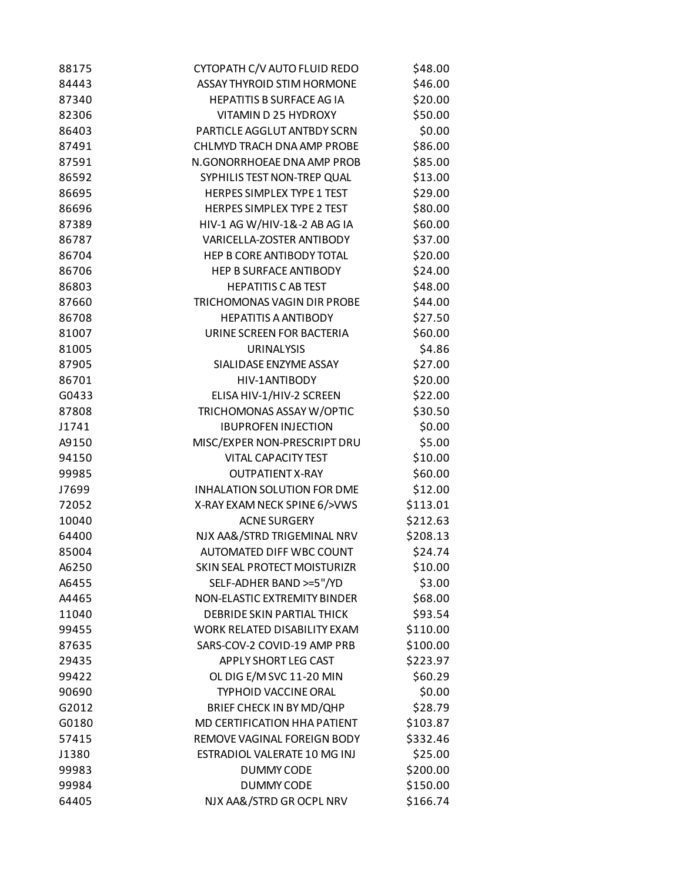| | | |
|---|---|---|
| 88175 | CYTOPATH C/V AUTO FLUID REDO | $48.00 |
| 84443 | ASSAY THYROID STIM HORMONE | $46.00 |
| 87340 | HEPATITIS B SURFACE AG IA | $20.00 |
| 82306 | VITAMIN D 25 HYDROXY | $50.00 |
| 86403 | PARTICLE AGGLUT ANTBDY SCRN | $0.00 |
| 87491 | CHLMYD TRACH DNA AMP PROBE | $86.00 |
| 87591 | N.GONORRHOEAE DNA AMP PROB | $85.00 |
| 86592 | SYPHILIS TEST NON-TREP QUAL | $13.00 |
| 86695 | HERPES SIMPLEX TYPE 1 TEST | $29.00 |
| 86696 | HERPES SIMPLEX TYPE 2 TEST | $80.00 |
| 87389 | HIV-1 AG W/HIV-1&-2 AB AG IA | $60.00 |
| 86787 | VARICELLA-ZOSTER ANTIBODY | $37.00 |
| 86704 | HEP B CORE ANTIBODY TOTAL | $20.00 |
| 86706 | HEP B SURFACE ANTIBODY | $24.00 |
| 86803 | HEPATITIS C AB TEST | $48.00 |
| 87660 | TRICHOMONAS VAGIN DIR PROBE | $44.00 |
| 86708 | HEPATITIS A ANTIBODY | $27.50 |
| 81007 | URINE SCREEN FOR BACTERIA | $60.00 |
| 81005 | URINALYSIS | $4.86 |
| 87905 | SIALIDASE ENZYME ASSAY | $27.00 |
| 86701 | HIV-1ANTIBODY | $20.00 |
| G0433 | ELISA HIV-1/HIV-2 SCREEN | $22.00 |
| 87808 | TRICHOMONAS ASSAY W/OPTIC | $30.50 |
| J1741 | IBUPROFEN INJECTION | $0.00 |
| A9150 | MISC/EXPER NON-PRESCRIPT DRU | $5.00 |
| 94150 | VITAL CAPACITY TEST | $10.00 |
| 99985 | OUTPATIENT X-RAY | $60.00 |
| J7699 | INHALATION SOLUTION FOR DME | $12.00 |
| 72052 | X-RAY EXAM NECK SPINE 6/>VWS | $113.01 |
| 10040 | ACNE SURGERY | $212.63 |
| 64400 | NJX AA&/STRD TRIGEMINAL NRV | $208.13 |
| 85004 | AUTOMATED DIFF WBC COUNT | $24.74 |
| A6250 | SKIN SEAL PROTECT MOISTURIZR | $10.00 |
| A6455 | SELF-ADHER BAND >=5"/YD | $3.00 |
| A4465 | NON-ELASTIC EXTREMITY BINDER | $68.00 |
| 11040 | DEBRIDE SKIN PARTIAL THICK | $93.54 |
| 99455 | WORK RELATED DISABILITY EXAM | $110.00 |
| 87635 | SARS-COV-2 COVID-19 AMP PRB | $100.00 |
| 29435 | APPLY SHORT LEG CAST | $223.97 |
| 99422 | OL DIG E/M SVC 11-20 MIN | $60.29 |
| 90690 | TYPHOID VACCINE ORAL | $0.00 |
| G2012 | BRIEF CHECK IN BY MD/QHP | $28.79 |
| G0180 | MD CERTIFICATION HHA PATIENT | $103.87 |
| 57415 | REMOVE VAGINAL FOREIGN BODY | $332.46 |
| J1380 | ESTRADIOL VALERATE 10 MG INJ | $25.00 |
| 99983 | DUMMY CODE | $200.00 |
| 99984 | DUMMY CODE | $150.00 |
| 64405 | NJX AA&/STRD GR OCPL NRV | $166.74 |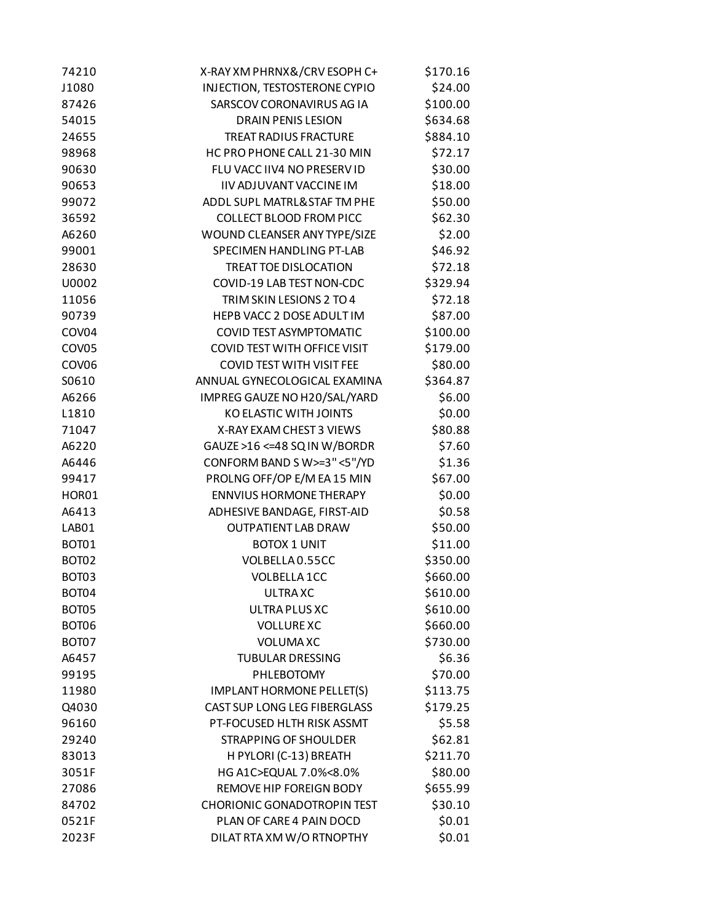| | | |
|---|---|---|
| 74210 | X-RAY XM PHRNX&/CRV ESOPH C+ | $170.16 |
| J1080 | INJECTION, TESTOSTERONE CYPIO | $24.00 |
| 87426 | SARSCOV CORONAVIRUS AG IA | $100.00 |
| 54015 | DRAIN PENIS LESION | $634.68 |
| 24655 | TREAT RADIUS FRACTURE | $884.10 |
| 98968 | HC PRO PHONE CALL 21-30 MIN | $72.17 |
| 90630 | FLU VACC IIV4 NO PRESERV ID | $30.00 |
| 90653 | IIV ADJUVANT VACCINE IM | $18.00 |
| 99072 | ADDL SUPL MATRL&STAF TM PHE | $50.00 |
| 36592 | COLLECT BLOOD FROM PICC | $62.30 |
| A6260 | WOUND CLEANSER ANY TYPE/SIZE | $2.00 |
| 99001 | SPECIMEN HANDLING PT-LAB | $46.92 |
| 28630 | TREAT TOE DISLOCATION | $72.18 |
| U0002 | COVID-19 LAB TEST NON-CDC | $329.94 |
| 11056 | TRIM SKIN LESIONS 2 TO 4 | $72.18 |
| 90739 | HEPB VACC 2 DOSE ADULT IM | $87.00 |
| COV04 | COVID TEST ASYMPTOMATIC | $100.00 |
| COV05 | COVID TEST WITH OFFICE VISIT | $179.00 |
| COV06 | COVID TEST WITH VISIT FEE | $80.00 |
| S0610 | ANNUAL GYNECOLOGICAL EXAMINA | $364.87 |
| A6266 | IMPREG GAUZE NO H20/SAL/YARD | $6.00 |
| L1810 | KO ELASTIC WITH JOINTS | $0.00 |
| 71047 | X-RAY EXAM CHEST 3 VIEWS | $80.88 |
| A6220 | GAUZE >16 <=48 SQ IN W/BORDR | $7.60 |
| A6446 | CONFORM BAND S W>=3" <5"/YD | $1.36 |
| 99417 | PROLNG OFF/OP E/M EA 15 MIN | $67.00 |
| HOR01 | ENNVIUS HORMONE THERAPY | $0.00 |
| A6413 | ADHESIVE BANDAGE, FIRST-AID | $0.58 |
| LAB01 | OUTPATIENT LAB DRAW | $50.00 |
| BOT01 | BOTOX 1 UNIT | $11.00 |
| BOT02 | VOLBELLA 0.55CC | $350.00 |
| BOT03 | VOLBELLA 1CC | $660.00 |
| BOT04 | ULTRA XC | $610.00 |
| BOT05 | ULTRA PLUS XC | $610.00 |
| BOT06 | VOLLURE XC | $660.00 |
| BOT07 | VOLUMA XC | $730.00 |
| A6457 | TUBULAR DRESSING | $6.36 |
| 99195 | PHLEBOTOMY | $70.00 |
| 11980 | IMPLANT HORMONE PELLET(S) | $113.75 |
| Q4030 | CAST SUP LONG LEG FIBERGLASS | $179.25 |
| 96160 | PT-FOCUSED HLTH RISK ASSMT | $5.58 |
| 29240 | STRAPPING OF SHOULDER | $62.81 |
| 83013 | H PYLORI (C-13) BREATH | $211.70 |
| 3051F | HG A1C>EQUAL 7.0%<8.0% | $80.00 |
| 27086 | REMOVE HIP FOREIGN BODY | $655.99 |
| 84702 | CHORIONIC GONADOTROPIN TEST | $30.10 |
| 0521F | PLAN OF CARE 4 PAIN DOCD | $0.01 |
| 2023F | DILAT RTA XM W/O RTNOPTHY | $0.01 |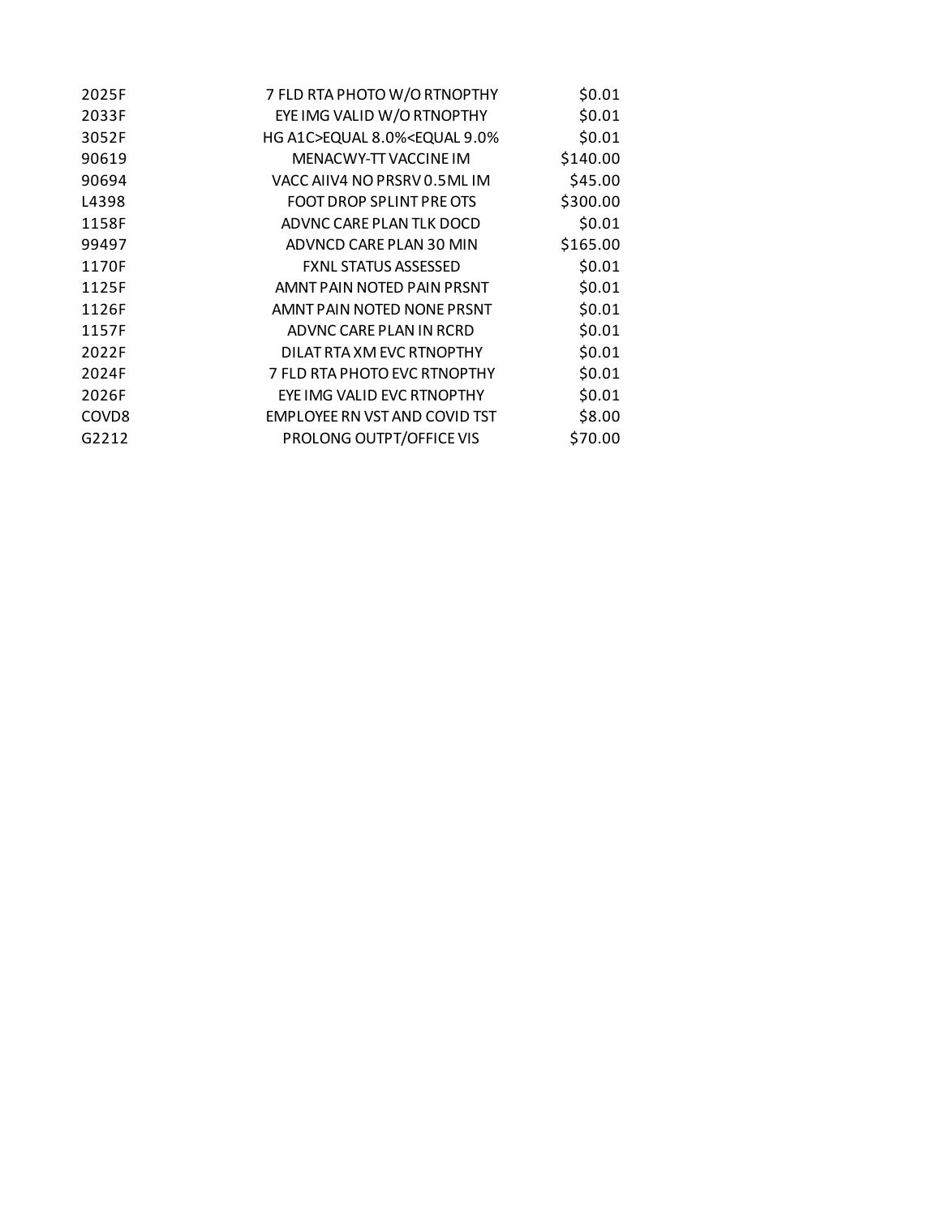| | | |
|---|---|---|
| 2025F | 7 FLD RTA PHOTO W/O RTNOPTHY | $0.01 |
| 2033F | EYE IMG VALID W/O RTNOPTHY | $0.01 |
| 3052F | HG A1C>EQUAL 8.0%<EQUAL 9.0% | $0.01 |
| 90619 | MENACWY-TT VACCINE IM | $140.00 |
| 90694 | VACC AIIV4 NO PRSRV 0.5ML IM | $45.00 |
| L4398 | FOOT DROP SPLINT PRE OTS | $300.00 |
| 1158F | ADVNC CARE PLAN TLK DOCD | $0.01 |
| 99497 | ADVNCD CARE PLAN 30 MIN | $165.00 |
| 1170F | FXNL STATUS ASSESSED | $0.01 |
| 1125F | AMNT PAIN NOTED PAIN PRSNT | $0.01 |
| 1126F | AMNT PAIN NOTED NONE PRSNT | $0.01 |
| 1157F | ADVNC CARE PLAN IN RCRD | $0.01 |
| 2022F | DILAT RTA XM EVC RTNOPTHY | $0.01 |
| 2024F | 7 FLD RTA PHOTO EVC RTNOPTHY | $0.01 |
| 2026F | EYE IMG VALID EVC RTNOPTHY | $0.01 |
| COVD8 | EMPLOYEE RN VST AND COVID TST | $8.00 |
| G2212 | PROLONG OUTPT/OFFICE VIS | $70.00 |